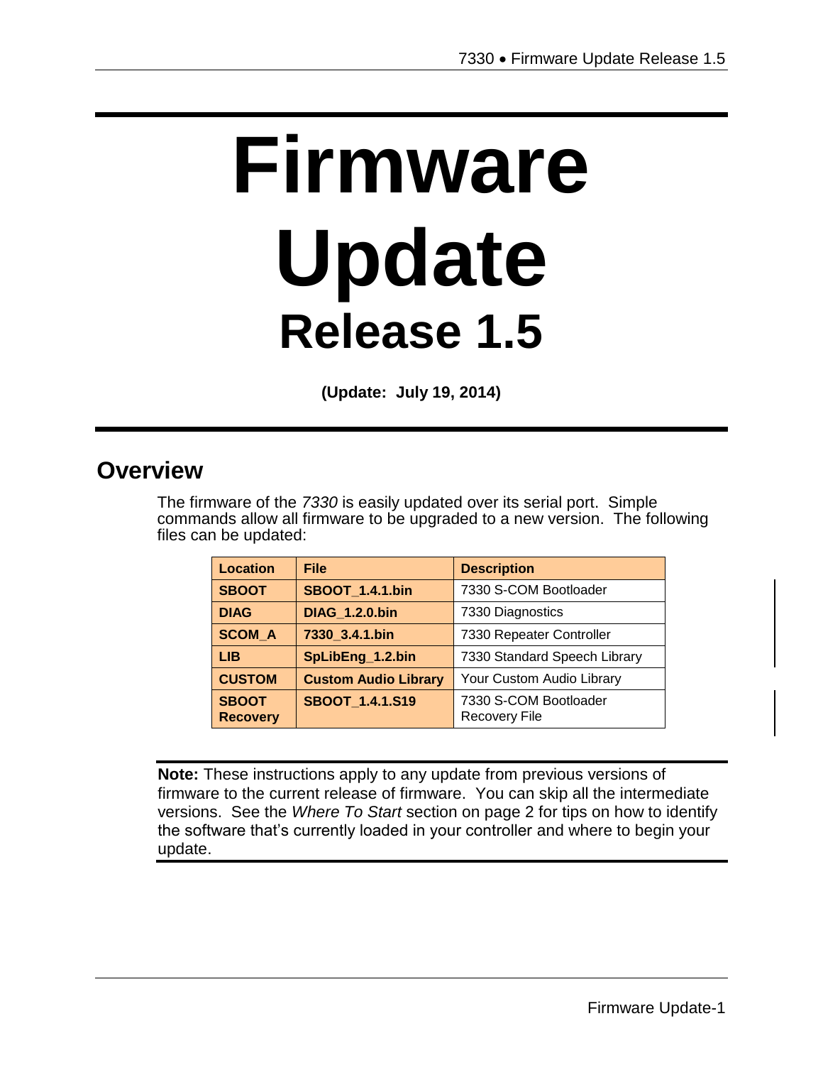# Firmware Update

## Release 1.5

**(Update: July 19, 2014)**

## Overview

The firmware of the *7330* is easily updated over its serial port. Simple commands allow all firmware to be upgraded to a new version. The following files can be updated:

| Location | File | Description |
|---|---|---|
| **SBOOT** | **SBOOT_1.4.1.bin** | 7330 S-COM Bootloader |
| **DIAG** | **DIAG_1.2.0.bin** | 7330 Diagnostics |
| **SCOM_A** | **7330_3.4.1.bin** | 7330 Repeater Controller |
| **LIB** | **SpLibEng_1.2.bin** | 7330 Standard Speech Library |
| **CUSTOM** | **Custom Audio Library** | Your Custom Audio Library |
| **SBOOT Recovery** | **SBOOT_1.4.1.S19** | 7330 S-COM Bootloader Recovery File |

**Note:** These instructions apply to any update from previous versions of firmware to the current release of firmware. You can skip all the intermediate versions. See the *Where To Start* section on page 2 for tips on how to identify the software that's currently loaded in your controller and where to begin your update.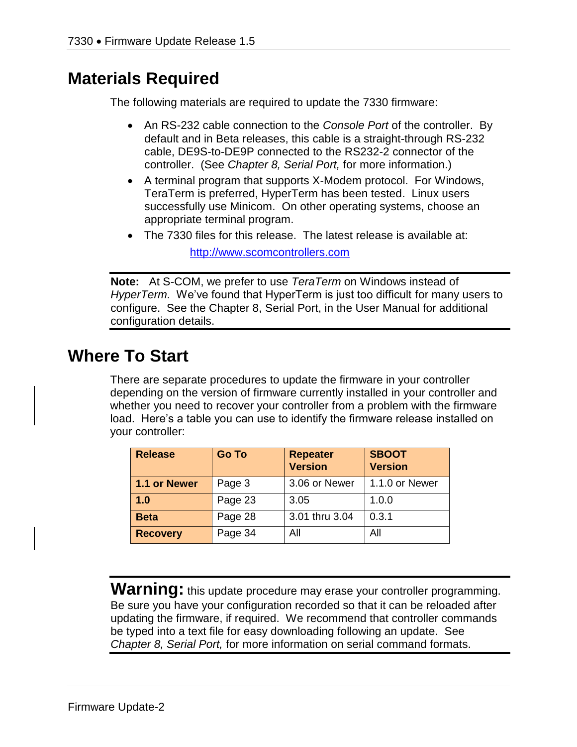## Materials Required

The following materials are required to update the 7330 firmware:

- An RS-232 cable connection to the *Console Port* of the controller. By default and in Beta releases, this cable is a straight-through RS-232 cable, DE9S-to-DE9P connected to the RS232-2 connector of the controller. (See *Chapter 8, Serial Port,* for more information.)
- A terminal program that supports X-Modem protocol. For Windows, TeraTerm is preferred, HyperTerm has been tested. Linux users successfully use Minicom. On other operating systems, choose an appropriate terminal program.
- The 7330 files for this release. The latest release is available at:

  http://www.scomcontrollers.com

**Note:** At S-COM, we prefer to use *TeraTerm* on Windows instead of *HyperTerm*. We've found that HyperTerm is just too difficult for many users to configure. See the Chapter 8, Serial Port, in the User Manual for additional configuration details.

## Where To Start

There are separate procedures to update the firmware in your controller depending on the version of firmware currently installed in your controller and whether you need to recover your controller from a problem with the firmware load. Here's a table you can use to identify the firmware release installed on your controller:

| Release | Go To | Repeater Version | SBOOT Version |
|---|---|---|---|
| **1.1 or Newer** | Page 3 | 3.06 or Newer | 1.1.0 or Newer |
| **1.0** | Page 23 | 3.05 | 1.0.0 |
| **Beta** | Page 28 | 3.01 thru 3.04 | 0.3.1 |
| **Recovery** | Page 34 | All | All |

**Warning:** this update procedure may erase your controller programming. Be sure you have your configuration recorded so that it can be reloaded after updating the firmware, if required. We recommend that controller commands be typed into a text file for easy downloading following an update. See *Chapter 8, Serial Port,* for more information on serial command formats.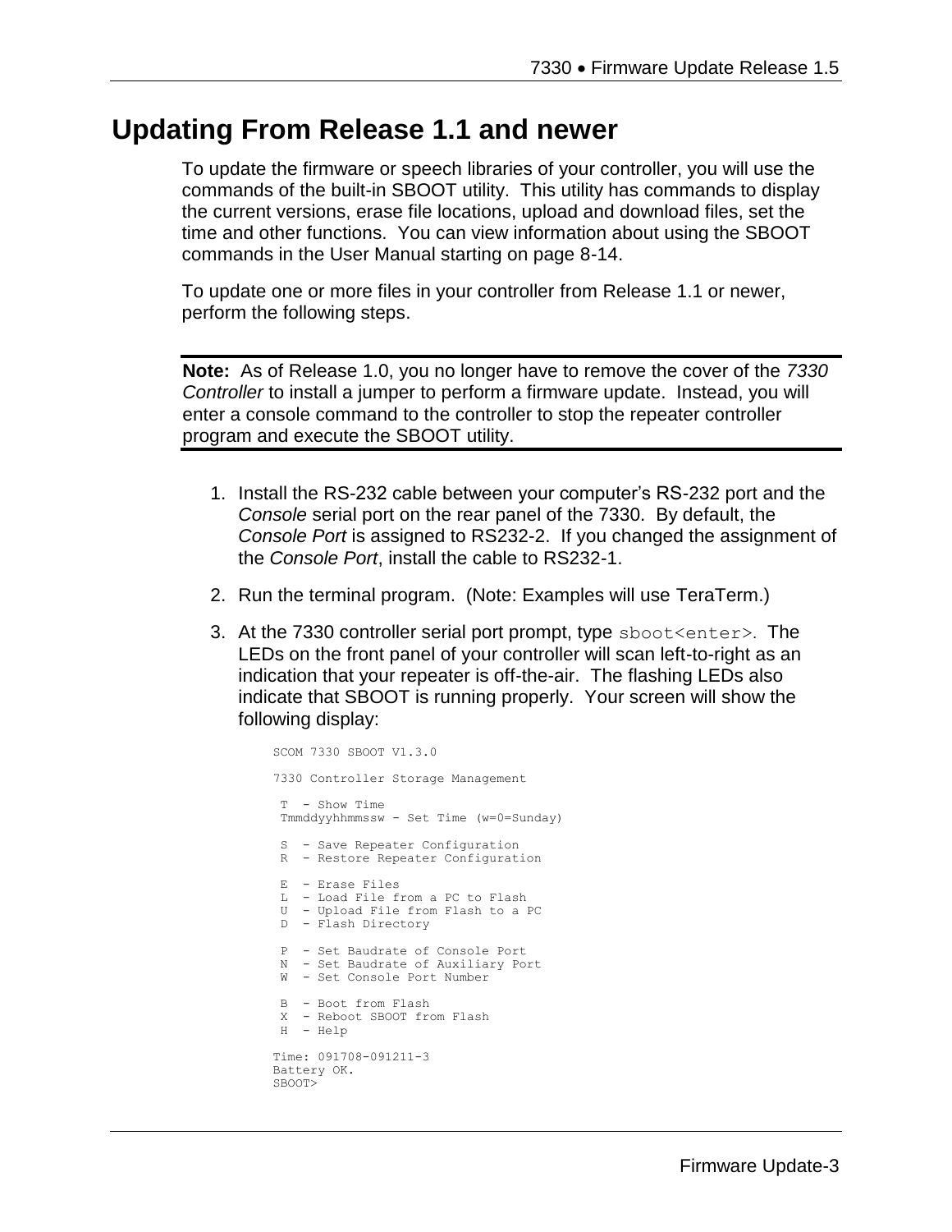# Updating From Release 1.1 and newer

To update the firmware or speech libraries of your controller, you will use the commands of the built-in SBOOT utility. This utility has commands to display the current versions, erase file locations, upload and download files, set the time and other functions. You can view information about using the SBOOT commands in the User Manual starting on page 8-14.

To update one or more files in your controller from Release 1.1 or newer, perform the following steps.

---

**Note:** As of Release 1.0, you no longer have to remove the cover of the *7330 Controller* to install a jumper to perform a firmware update. Instead, you will enter a console command to the controller to stop the repeater controller program and execute the SBOOT utility.

---

1. Install the RS-232 cable between your computer's RS-232 port and the *Console* serial port on the rear panel of the 7330. By default, the *Console Port* is assigned to RS232-2. If you changed the assignment of the *Console Port*, install the cable to RS232-1.
2. Run the terminal program. (Note: Examples will use TeraTerm.)
3. At the 7330 controller serial port prompt, type `sboot<enter>`. The LEDs on the front panel of your controller will scan left-to-right as an indication that your repeater is off-the-air. The flashing LEDs also indicate that SBOOT is running properly. Your screen will show the following display:

```
SCOM 7330 SBOOT V1.3.0

7330 Controller Storage Management

 T  - Show Time
 Tmmddyyhhmmssw - Set Time (w=0=Sunday)

 S  - Save Repeater Configuration
 R  - Restore Repeater Configuration

 E  - Erase Files
 L  - Load File from a PC to Flash
 U  - Upload File from Flash to a PC
 D  - Flash Directory

 P  - Set Baudrate of Console Port
 N  - Set Baudrate of Auxiliary Port
 W  - Set Console Port Number

 B  - Boot from Flash
 X  - Reboot SBOOT from Flash
 H  - Help

Time: 091708-091211-3
Battery OK.
SBOOT>
```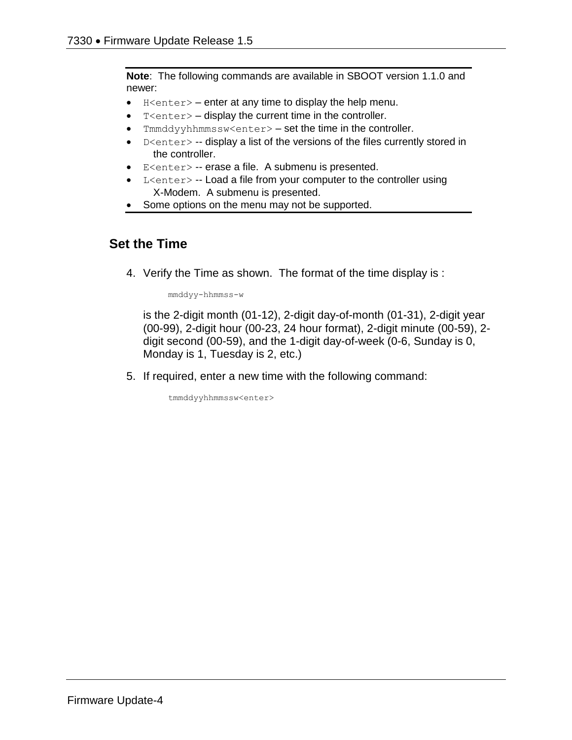**Note**: The following commands are available in SBOOT version 1.1.0 and newer:

- `H<enter>` – enter at any time to display the help menu.
- `T<enter>` – display the current time in the controller.
- `Tmmddyyhhmmssw<enter>` – set the time in the controller.
- `D<enter>` -- display a list of the versions of the files currently stored in the controller.
- `E<enter>` -- erase a file. A submenu is presented.
- `L<enter>` -- Load a file from your computer to the controller using X-Modem. A submenu is presented.
- Some options on the menu may not be supported.

## Set the Time

4. Verify the Time as shown. The format of the time display is :

   ```
   mmddyy-hhmmss-w
   ```

   is the 2-digit month (01-12), 2-digit day-of-month (01-31), 2-digit year (00-99), 2-digit hour (00-23, 24 hour format), 2-digit minute (00-59), 2-digit second (00-59), and the 1-digit day-of-week (0-6, Sunday is 0, Monday is 1, Tuesday is 2, etc.)

5. If required, enter a new time with the following command:

   ```
   tmmddyyhhmmssw<enter>
   ```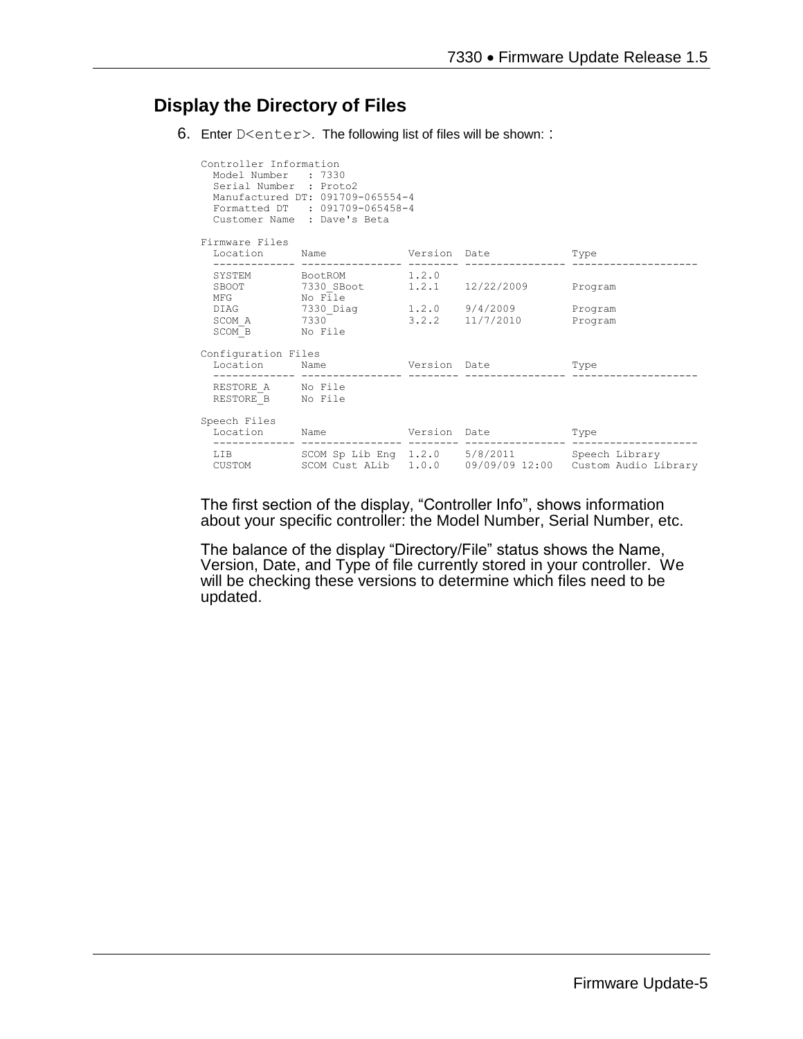## Display the Directory of Files

6. Enter `D<enter>`. The following list of files will be shown: :

```
Controller Information
  Model Number   : 7330
  Serial Number  : Proto2
  Manufactured DT: 091709-065554-4
  Formatted DT   : 091709-065458-4
  Customer Name  : Dave's Beta

Firmware Files
  Location      Name             Version  Date             Type
  ------------- ---------------- -------- ---------------- --------------------
  SYSTEM        BootROM          1.2.0
  SBOOT         7330_SBoot       1.2.1    12/22/2009       Program
  MFG           No File
  DIAG          7330_Diag        1.2.0    9/4/2009         Program
  SCOM_A        7330             3.2.2    11/7/2010        Program
  SCOM_B        No File

Configuration Files
  Location      Name             Version  Date             Type
  ------------- ---------------- -------- ---------------- --------------------
  RESTORE_A     No File
  RESTORE_B     No File

Speech Files
  Location      Name             Version  Date             Type
  ------------- ---------------- -------- ---------------- --------------------
  LIB           SCOM Sp Lib Eng  1.2.0    5/8/2011         Speech Library
  CUSTOM        SCOM Cust ALib   1.0.0    09/09/09 12:00   Custom Audio Library
```

The first section of the display, "Controller Info", shows information about your specific controller: the Model Number, Serial Number, etc.

The balance of the display "Directory/File" status shows the Name, Version, Date, and Type of file currently stored in your controller. We will be checking these versions to determine which files need to be updated.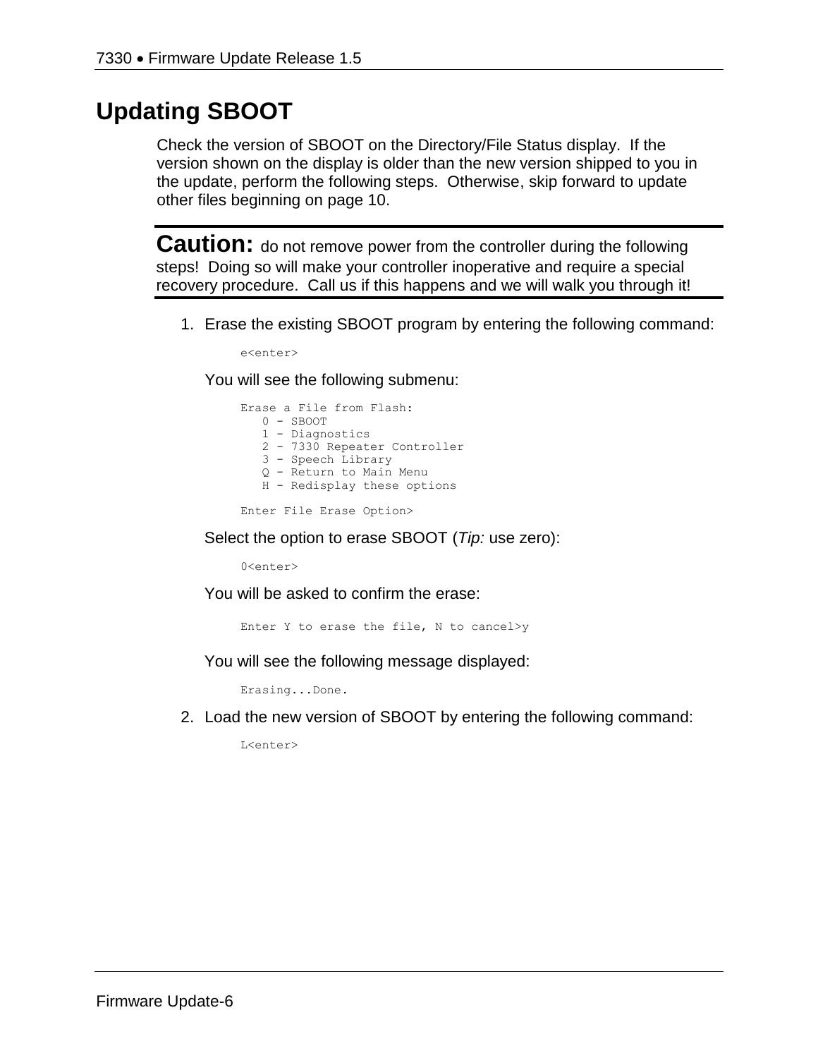# Updating SBOOT

Check the version of SBOOT on the Directory/File Status display. If the version shown on the display is older than the new version shipped to you in the update, perform the following steps. Otherwise, skip forward to update other files beginning on page 10.

---

**Caution:** do not remove power from the controller during the following steps! Doing so will make your controller inoperative and require a special recovery procedure. Call us if this happens and we will walk you through it!

---

1. Erase the existing SBOOT program by entering the following command:

   ```
   e<enter>
   ```

   You will see the following submenu:

   ```
   Erase a File from Flash:
      0 - SBOOT
      1 - Diagnostics
      2 - 7330 Repeater Controller
      3 - Speech Library
      Q - Return to Main Menu
      H - Redisplay these options

   Enter File Erase Option>
   ```

   Select the option to erase SBOOT (*Tip:* use zero):

   ```
   0<enter>
   ```

   You will be asked to confirm the erase:

   ```
   Enter Y to erase the file, N to cancel>y
   ```

   You will see the following message displayed:

   ```
   Erasing...Done.
   ```

2. Load the new version of SBOOT by entering the following command:

   ```
   L<enter>
   ```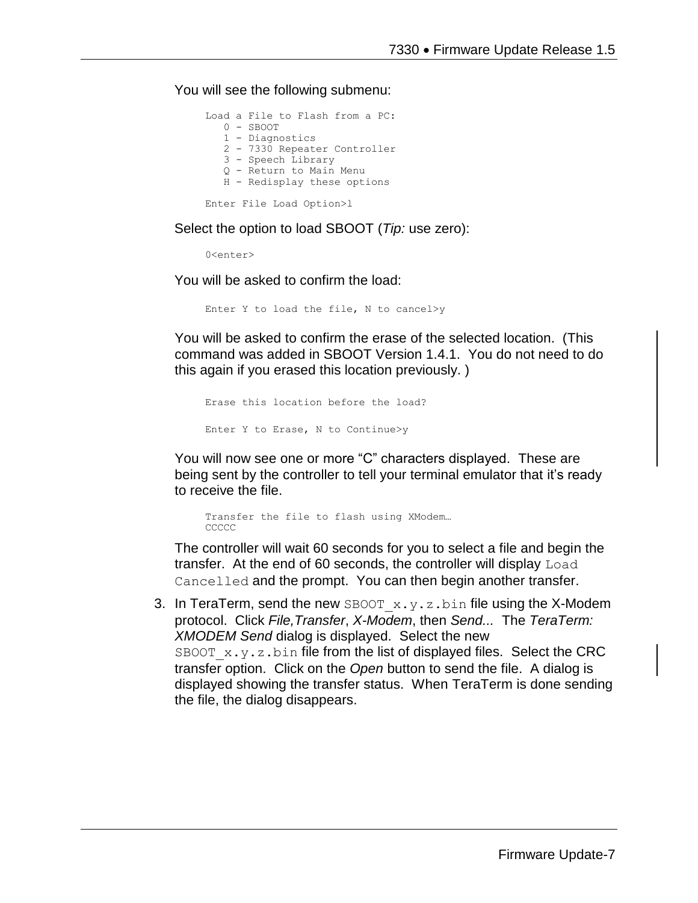You will see the following submenu:

```
Load a File to Flash from a PC:
   0 - SBOOT
   1 - Diagnostics
   2 - 7330 Repeater Controller
   3 - Speech Library
   Q - Return to Main Menu
   H - Redisplay these options

Enter File Load Option>l
```

Select the option to load SBOOT (*Tip:* use zero):

```
0<enter>
```

You will be asked to confirm the load:

```
Enter Y to load the file, N to cancel>y
```

You will be asked to confirm the erase of the selected location. (This command was added in SBOOT Version 1.4.1. You do not need to do this again if you erased this location previously. )

```
Erase this location before the load?

Enter Y to Erase, N to Continue>y
```

You will now see one or more "C" characters displayed. These are being sent by the controller to tell your terminal emulator that it's ready to receive the file.

```
Transfer the file to flash using XModem…
CCCCC
```

The controller will wait 60 seconds for you to select a file and begin the transfer. At the end of 60 seconds, the controller will display `Load Cancelled` and the prompt. You can then begin another transfer.

3. In TeraTerm, send the new `SBOOT_x.y.z.bin` file using the X-Modem protocol. Click *File,Transfer*, *X-Modem*, then *Send...* The *TeraTerm: XMODEM Send* dialog is displayed. Select the new `SBOOT_x.y.z.bin` file from the list of displayed files. Select the CRC transfer option. Click on the *Open* button to send the file. A dialog is displayed showing the transfer status. When TeraTerm is done sending the file, the dialog disappears.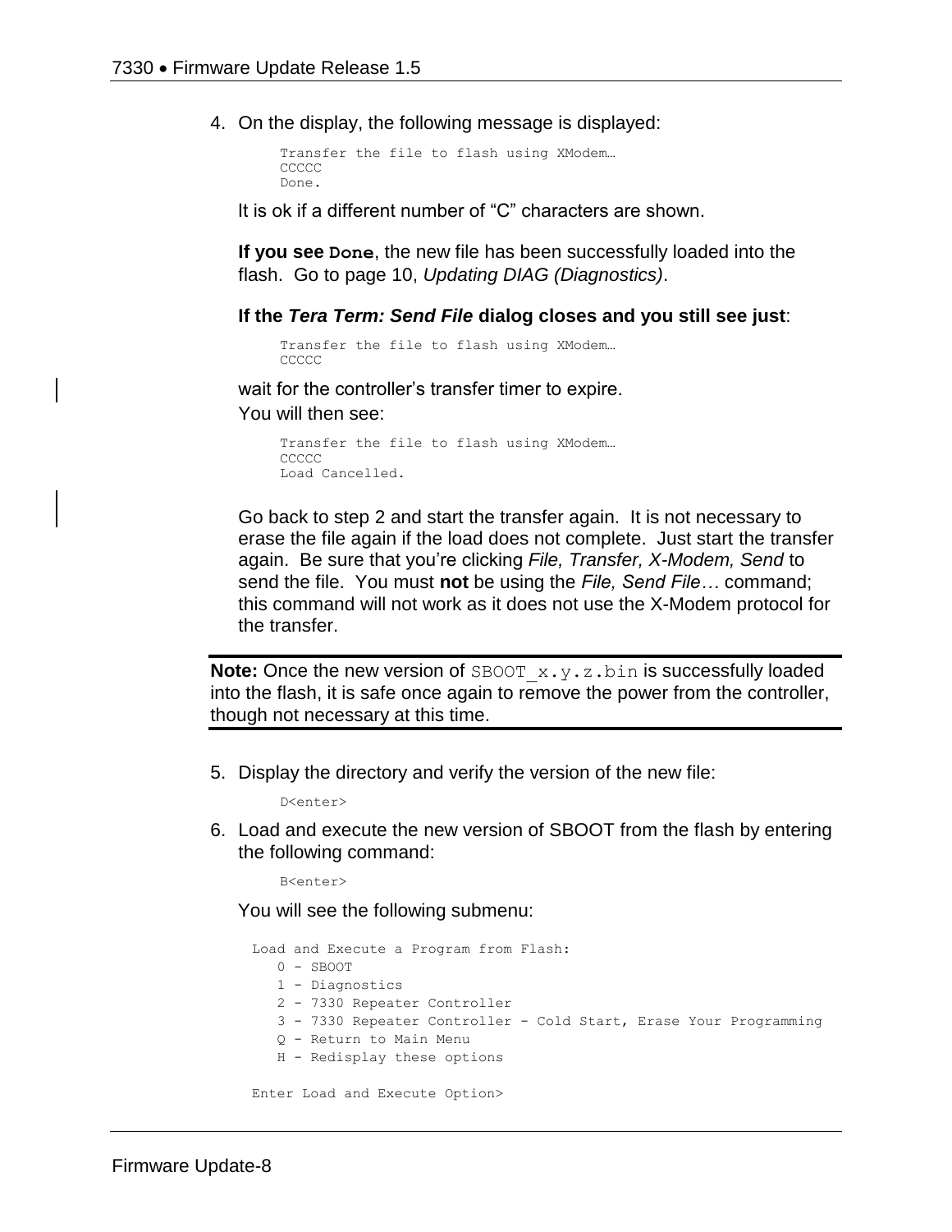4. On the display, the following message is displayed:

```
Transfer the file to flash using XModem…
CCCCC
Done.
```

It is ok if a different number of "C" characters are shown.

**If you see `Done`**, the new file has been successfully loaded into the flash. Go to page 10, *Updating DIAG (Diagnostics)*.

**If the *Tera Term: Send File* dialog closes and you still see just**:

```
Transfer the file to flash using XModem…
CCCCC
```

wait for the controller's transfer timer to expire.
You will then see:

```
Transfer the file to flash using XModem…
CCCCC
Load Cancelled.
```

Go back to step 2 and start the transfer again. It is not necessary to erase the file again if the load does not complete. Just start the transfer again. Be sure that you're clicking *File, Transfer, X-Modem, Send* to send the file. You must **not** be using the *File, Send File…* command; this command will not work as it does not use the X-Modem protocol for the transfer.

**Note:** Once the new version of `SBOOT_x.y.z.bin` is successfully loaded into the flash, it is safe once again to remove the power from the controller, though not necessary at this time.

5. Display the directory and verify the version of the new file:

```
D<enter>
```

6. Load and execute the new version of SBOOT from the flash by entering the following command:

```
B<enter>
```

You will see the following submenu:

```
Load and Execute a Program from Flash:
   0 - SBOOT
   1 - Diagnostics
   2 - 7330 Repeater Controller
   3 - 7330 Repeater Controller - Cold Start, Erase Your Programming
   Q - Return to Main Menu
   H - Redisplay these options

Enter Load and Execute Option>
```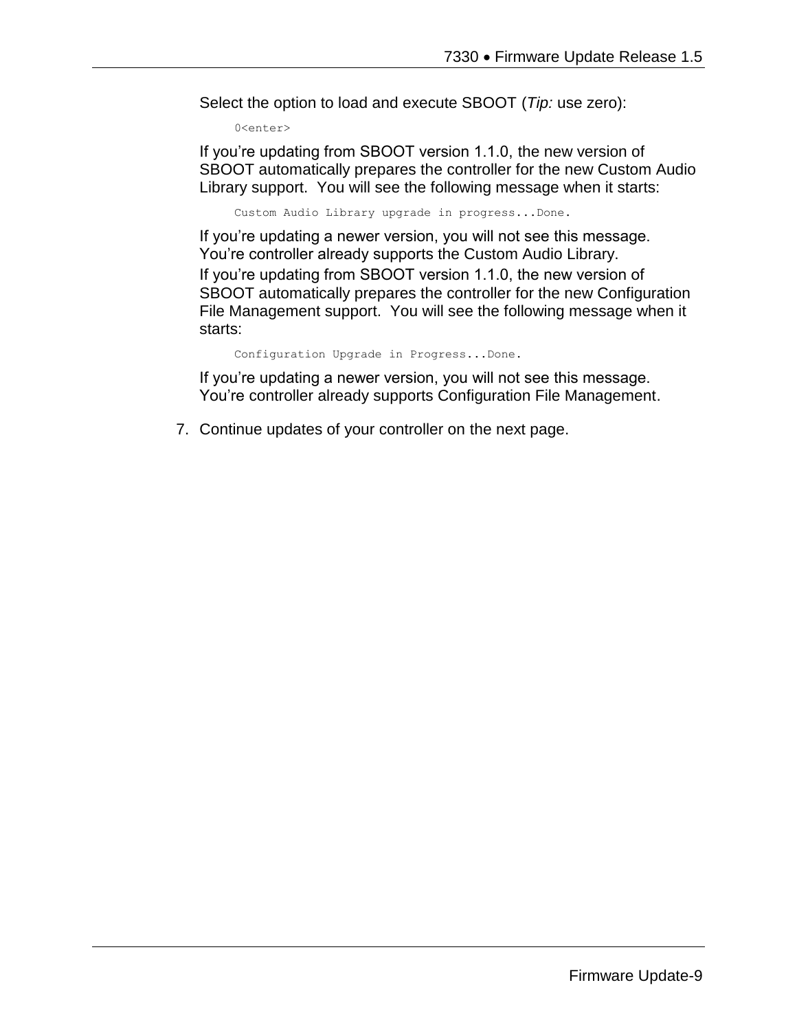Select the option to load and execute SBOOT (*Tip:* use zero):

```
0<enter>
```

If you're updating from SBOOT version 1.1.0, the new version of SBOOT automatically prepares the controller for the new Custom Audio Library support. You will see the following message when it starts:

```
Custom Audio Library upgrade in progress...Done.
```

If you're updating a newer version, you will not see this message. You're controller already supports the Custom Audio Library.

If you're updating from SBOOT version 1.1.0, the new version of SBOOT automatically prepares the controller for the new Configuration File Management support. You will see the following message when it starts:

```
Configuration Upgrade in Progress...Done.
```

If you're updating a newer version, you will not see this message. You're controller already supports Configuration File Management.

7. Continue updates of your controller on the next page.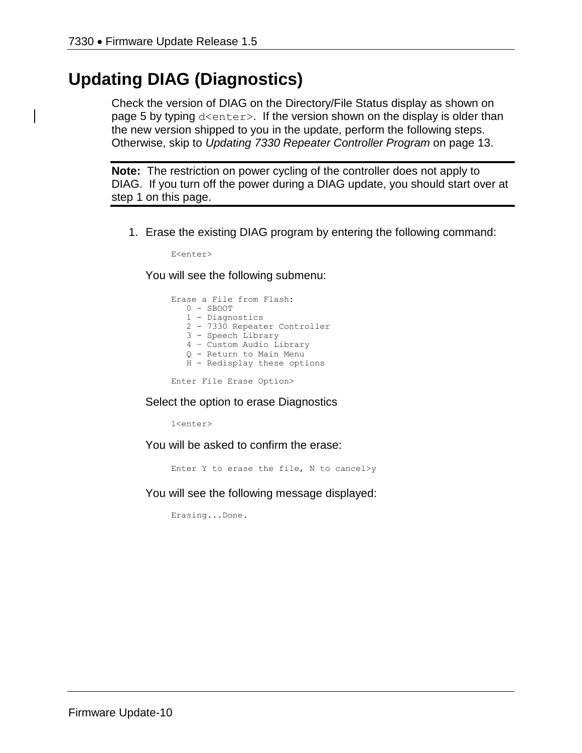# Updating DIAG (Diagnostics)

Check the version of DIAG on the Directory/File Status display as shown on page 5 by typing `d<enter>`. If the version shown on the display is older than the new version shipped to you in the update, perform the following steps. Otherwise, skip to *Updating 7330 Repeater Controller Program* on page 13.

**Note:** The restriction on power cycling of the controller does not apply to DIAG. If you turn off the power during a DIAG update, you should start over at step 1 on this page.

1. Erase the existing DIAG program by entering the following command:

   ```
   E<enter>
   ```

   You will see the following submenu:

   ```
   Erase a File from Flash:
      0 - SBOOT
      1 - Diagnostics
      2 - 7330 Repeater Controller
      3 - Speech Library
      4 – Custom Audio Library
      Q - Return to Main Menu
      H - Redisplay these options

   Enter File Erase Option>
   ```

   Select the option to erase Diagnostics

   ```
   1<enter>
   ```

   You will be asked to confirm the erase:

   ```
   Enter Y to erase the file, N to cancel>y
   ```

   You will see the following message displayed:

   ```
   Erasing...Done.
   ```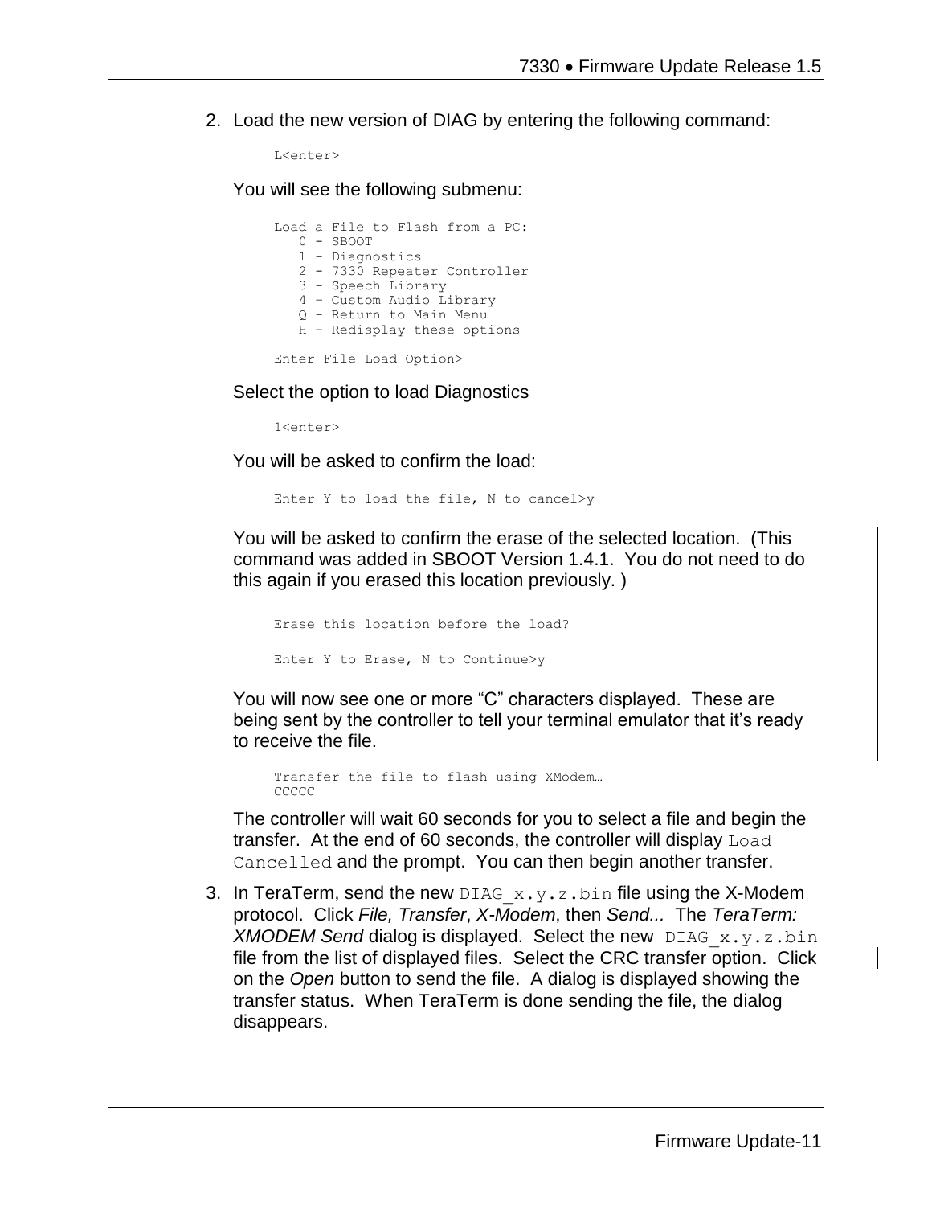2. Load the new version of DIAG by entering the following command:

   ```
   L<enter>
   ```

   You will see the following submenu:

   ```
   Load a File to Flash from a PC:
      0 - SBOOT
      1 - Diagnostics
      2 - 7330 Repeater Controller
      3 - Speech Library
      4 – Custom Audio Library
      Q - Return to Main Menu
      H - Redisplay these options

   Enter File Load Option>
   ```

   Select the option to load Diagnostics

   ```
   1<enter>
   ```

   You will be asked to confirm the load:

   ```
   Enter Y to load the file, N to cancel>y
   ```

   You will be asked to confirm the erase of the selected location. (This command was added in SBOOT Version 1.4.1. You do not need to do this again if you erased this location previously. )

   ```
   Erase this location before the load?

   Enter Y to Erase, N to Continue>y
   ```

   You will now see one or more “C” characters displayed. These are being sent by the controller to tell your terminal emulator that it’s ready to receive the file.

   ```
   Transfer the file to flash using XModem…
   CCCCC
   ```

   The controller will wait 60 seconds for you to select a file and begin the transfer. At the end of 60 seconds, the controller will display `Load Cancelled` and the prompt. You can then begin another transfer.

3. In TeraTerm, send the new `DIAG_x.y.z.bin` file using the X-Modem protocol. Click *File, Transfer*, *X-Modem*, then *Send...* The *TeraTerm: XMODEM Send* dialog is displayed. Select the new `DIAG_x.y.z.bin` file from the list of displayed files. Select the CRC transfer option. Click on the *Open* button to send the file. A dialog is displayed showing the transfer status. When TeraTerm is done sending the file, the dialog disappears.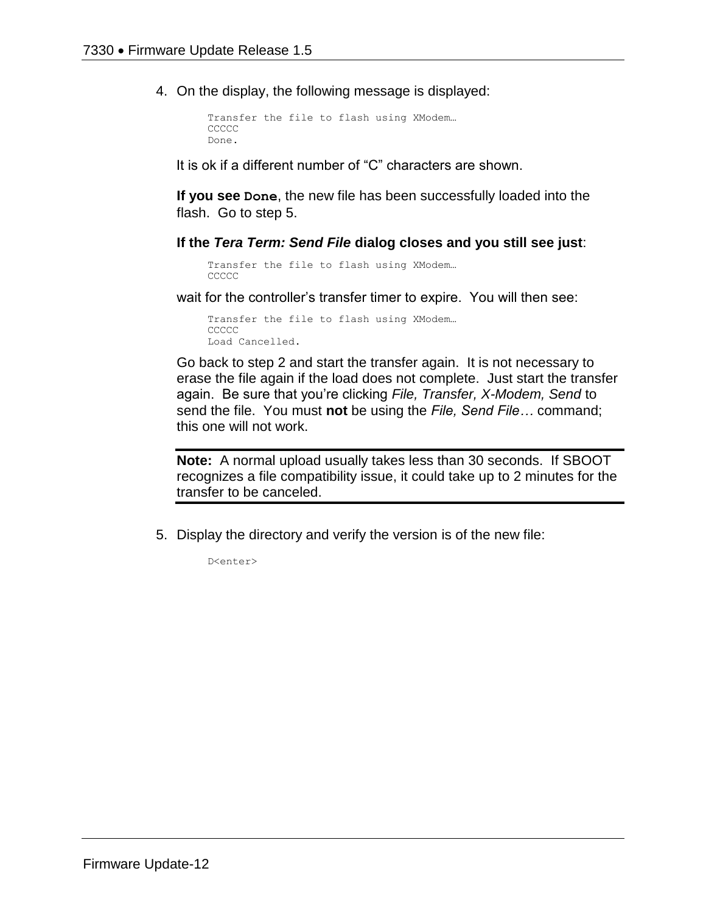4. On the display, the following message is displayed:

   ```
   Transfer the file to flash using XModem…
   CCCCC
   Done.
   ```

   It is ok if a different number of “C” characters are shown.

   **If you see `Done`**, the new file has been successfully loaded into the flash. Go to step 5.

   **If the *Tera Term: Send File* dialog closes and you still see just**:

   ```
   Transfer the file to flash using XModem…
   CCCCC
   ```

   wait for the controller’s transfer timer to expire. You will then see:

   ```
   Transfer the file to flash using XModem…
   CCCCC
   Load Cancelled.
   ```

   Go back to step 2 and start the transfer again. It is not necessary to erase the file again if the load does not complete. Just start the transfer again. Be sure that you’re clicking *File, Transfer, X-Modem, Send* to send the file. You must **not** be using the *File, Send File…* command; this one will not work.

   ---

   **Note:** A normal upload usually takes less than 30 seconds. If SBOOT recognizes a file compatibility issue, it could take up to 2 minutes for the transfer to be canceled.

   ---

5. Display the directory and verify the version is of the new file:

   ```
   D<enter>
   ```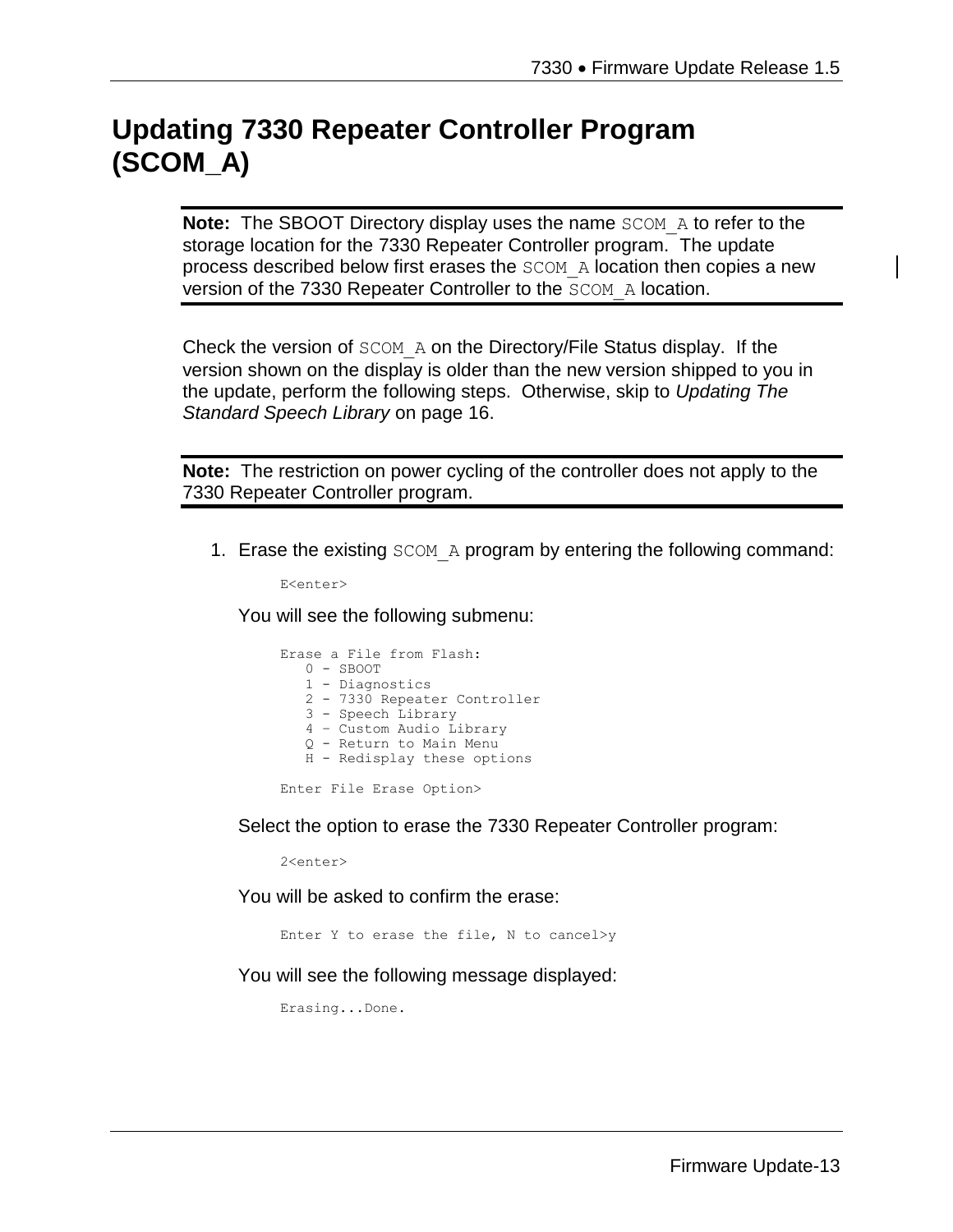# Updating 7330 Repeater Controller Program (SCOM_A)

**Note:** The SBOOT Directory display uses the name `SCOM_A` to refer to the storage location for the 7330 Repeater Controller program. The update process described below first erases the `SCOM_A` location then copies a new version of the 7330 Repeater Controller to the `SCOM_A` location.

Check the version of `SCOM_A` on the Directory/File Status display. If the version shown on the display is older than the new version shipped to you in the update, perform the following steps. Otherwise, skip to *Updating The Standard Speech Library* on page 16.

**Note:** The restriction on power cycling of the controller does not apply to the 7330 Repeater Controller program.

1. Erase the existing `SCOM_A` program by entering the following command:

   ```
   E<enter>
   ```

   You will see the following submenu:

   ```
   Erase a File from Flash:
      0 - SBOOT
      1 - Diagnostics
      2 - 7330 Repeater Controller
      3 - Speech Library
      4 – Custom Audio Library
      Q - Return to Main Menu
      H - Redisplay these options

   Enter File Erase Option>
   ```

   Select the option to erase the 7330 Repeater Controller program:

   ```
   2<enter>
   ```

   You will be asked to confirm the erase:

   ```
   Enter Y to erase the file, N to cancel>y
   ```

   You will see the following message displayed:

   ```
   Erasing...Done.
   ```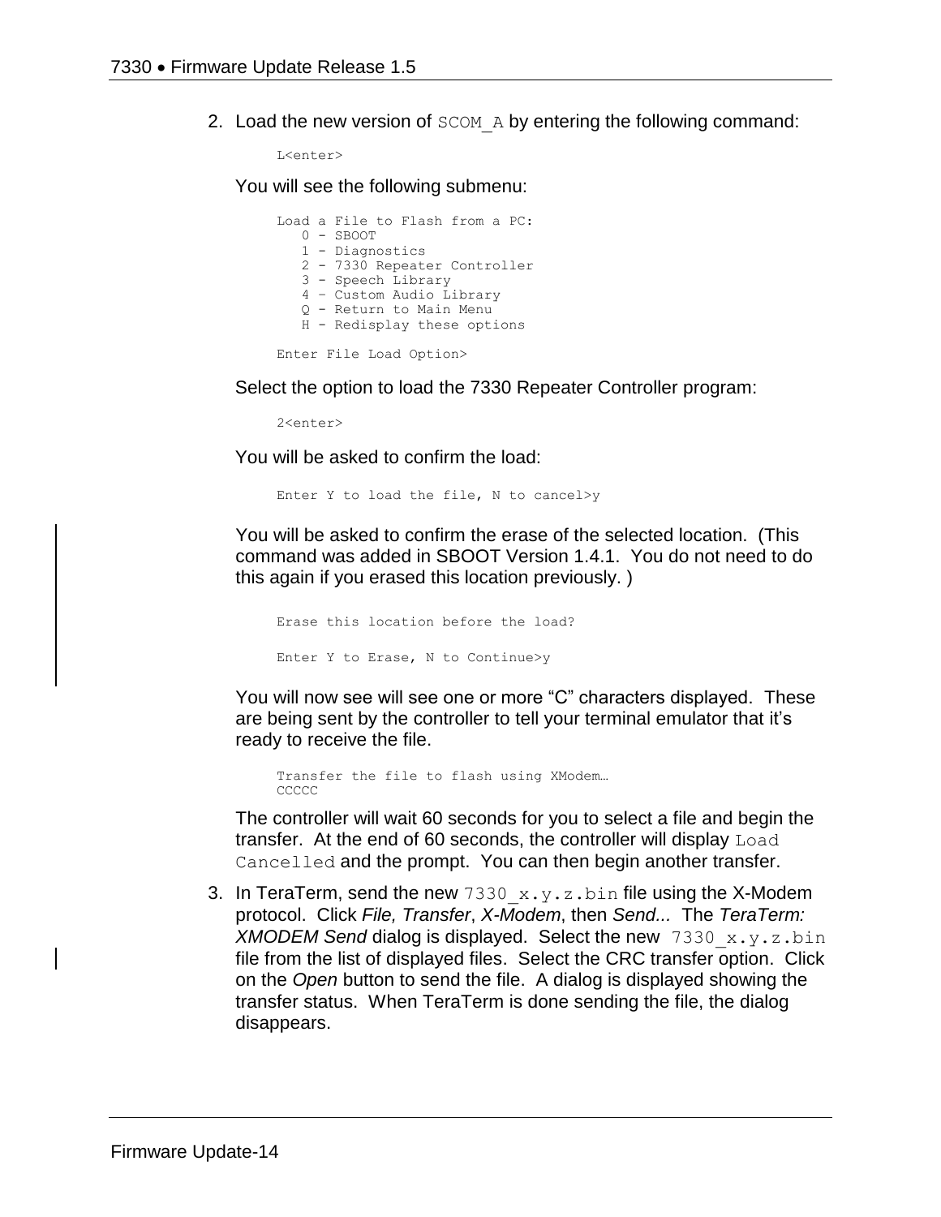2. Load the new version of `SCOM_A` by entering the following command:

   ```
   L<enter>
   ```

   You will see the following submenu:

   ```
   Load a File to Flash from a PC:
      0 - SBOOT
      1 - Diagnostics
      2 - 7330 Repeater Controller
      3 - Speech Library
      4 – Custom Audio Library
      Q - Return to Main Menu
      H - Redisplay these options

   Enter File Load Option>
   ```

   Select the option to load the 7330 Repeater Controller program:

   ```
   2<enter>
   ```

   You will be asked to confirm the load:

   ```
   Enter Y to load the file, N to cancel>y
   ```

   You will be asked to confirm the erase of the selected location. (This command was added in SBOOT Version 1.4.1. You do not need to do this again if you erased this location previously. )

   ```
   Erase this location before the load?

   Enter Y to Erase, N to Continue>y
   ```

   You will now see will see one or more “C” characters displayed. These are being sent by the controller to tell your terminal emulator that it’s ready to receive the file.

   ```
   Transfer the file to flash using XModem…
   CCCCC
   ```

   The controller will wait 60 seconds for you to select a file and begin the transfer. At the end of 60 seconds, the controller will display `Load Cancelled` and the prompt. You can then begin another transfer.

3. In TeraTerm, send the new `7330_x.y.z.bin` file using the X-Modem protocol. Click *File, Transfer*, *X-Modem*, then *Send...* The *TeraTerm: XMODEM Send* dialog is displayed. Select the new `7330_x.y.z.bin` file from the list of displayed files. Select the CRC transfer option. Click on the *Open* button to send the file. A dialog is displayed showing the transfer status. When TeraTerm is done sending the file, the dialog disappears.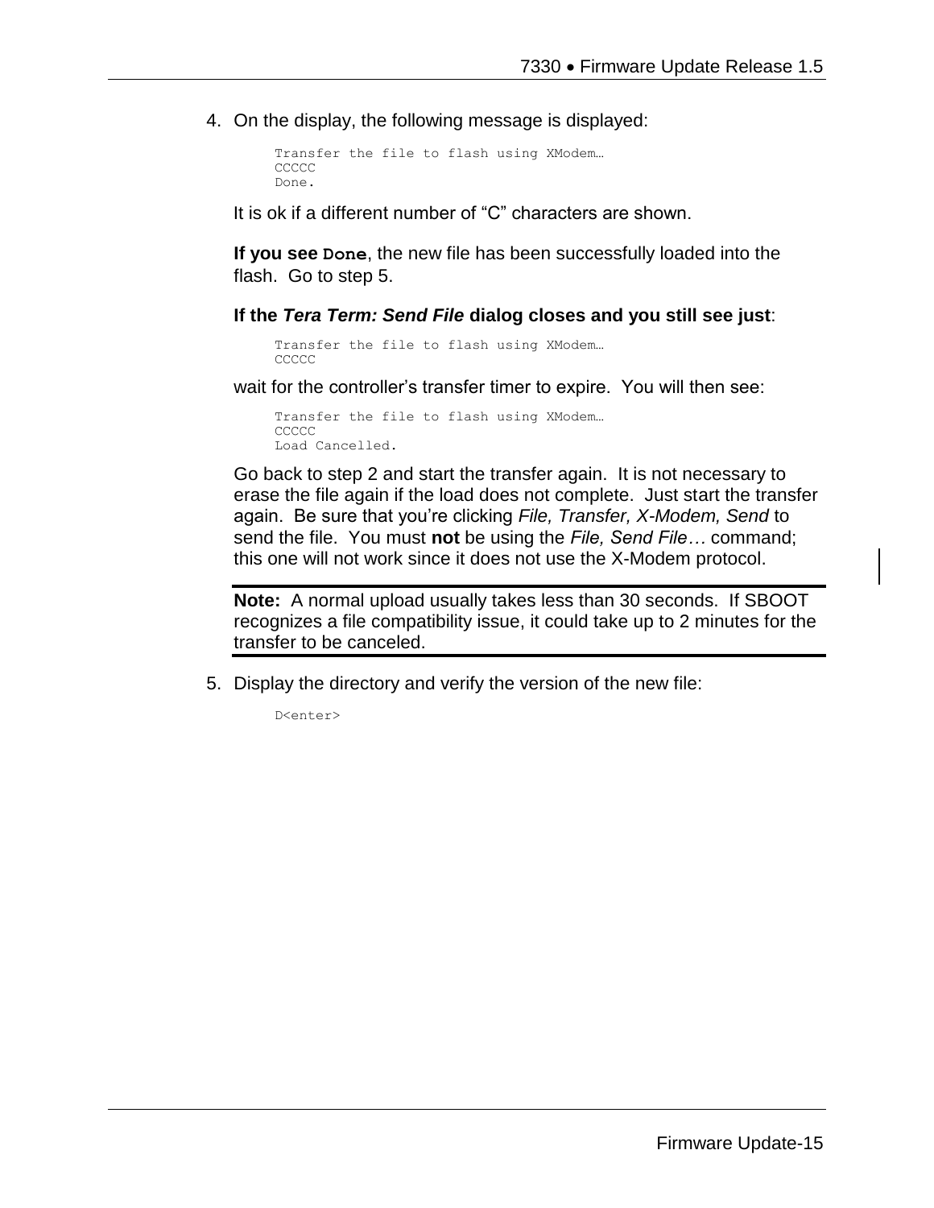4. On the display, the following message is displayed:

   ```
   Transfer the file to flash using XModem…
   CCCCC
   Done.
   ```

   It is ok if a different number of “C” characters are shown.

   **If you see `Done`**, the new file has been successfully loaded into the flash. Go to step 5.

   **If the *Tera Term: Send File* dialog closes and you still see just**:

   ```
   Transfer the file to flash using XModem…
   CCCCC
   ```

   wait for the controller’s transfer timer to expire. You will then see:

   ```
   Transfer the file to flash using XModem…
   CCCCC
   Load Cancelled.
   ```

   Go back to step 2 and start the transfer again. It is not necessary to erase the file again if the load does not complete. Just start the transfer again. Be sure that you’re clicking *File, Transfer, X-Modem, Send* to send the file. You must **not** be using the *File, Send File…* command; this one will not work since it does not use the X-Modem protocol.

   **Note:** A normal upload usually takes less than 30 seconds. If SBOOT recognizes a file compatibility issue, it could take up to 2 minutes for the transfer to be canceled.

5. Display the directory and verify the version of the new file:

   ```
   D<enter>
   ```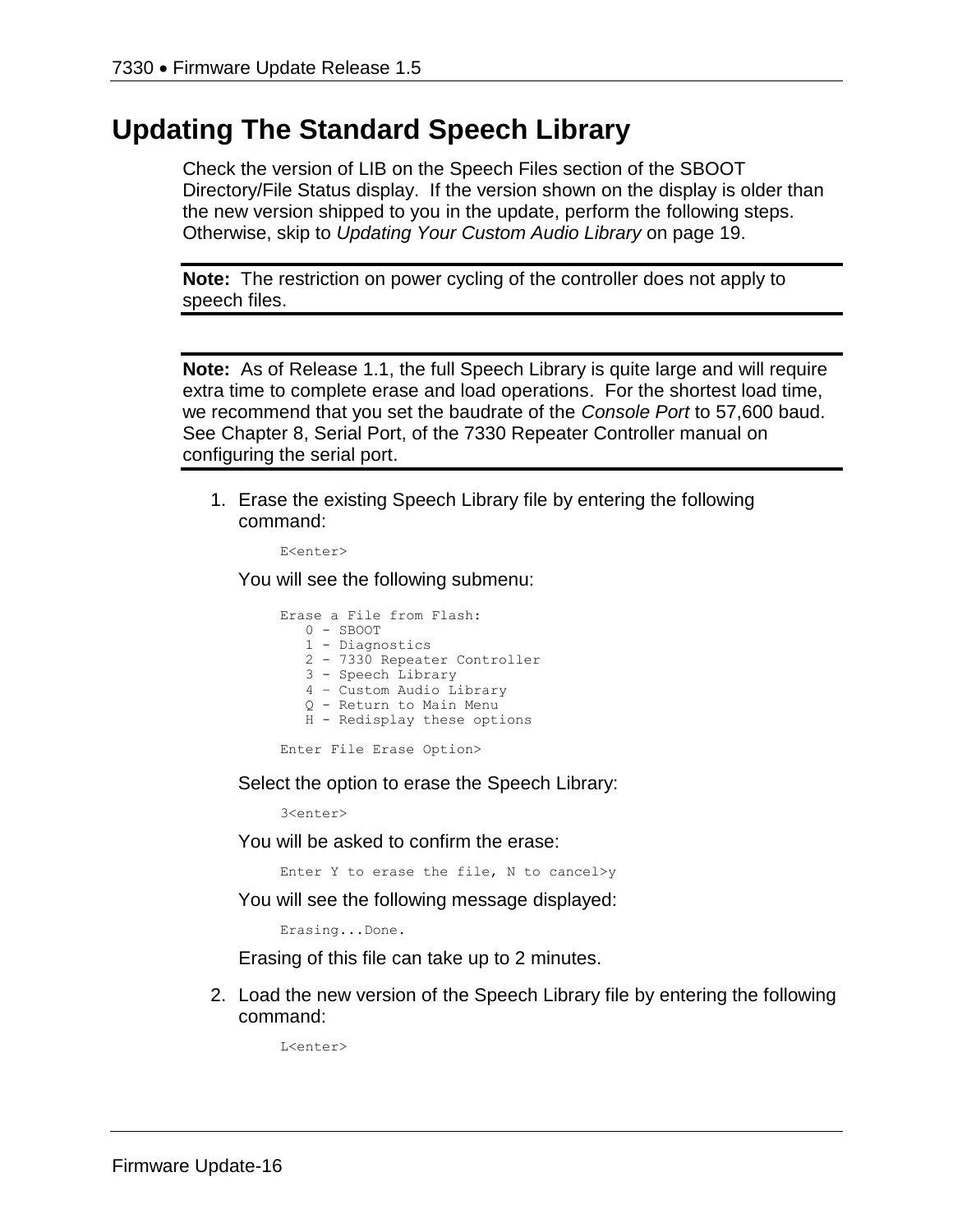# Updating The Standard Speech Library

Check the version of LIB on the Speech Files section of the SBOOT Directory/File Status display. If the version shown on the display is older than the new version shipped to you in the update, perform the following steps. Otherwise, skip to *Updating Your Custom Audio Library* on page 19.

---

**Note:** The restriction on power cycling of the controller does not apply to speech files.

---

---

**Note:** As of Release 1.1, the full Speech Library is quite large and will require extra time to complete erase and load operations. For the shortest load time, we recommend that you set the baudrate of the *Console Port* to 57,600 baud. See Chapter 8, Serial Port, of the 7330 Repeater Controller manual on configuring the serial port.

---

1. Erase the existing Speech Library file by entering the following command:

   ```
   E<enter>
   ```

   You will see the following submenu:

   ```
   Erase a File from Flash:
      0 - SBOOT
      1 - Diagnostics
      2 - 7330 Repeater Controller
      3 - Speech Library
      4 – Custom Audio Library
      Q - Return to Main Menu
      H - Redisplay these options

   Enter File Erase Option>
   ```

   Select the option to erase the Speech Library:

   ```
   3<enter>
   ```

   You will be asked to confirm the erase:

   ```
   Enter Y to erase the file, N to cancel>y
   ```

   You will see the following message displayed:

   ```
   Erasing...Done.
   ```

   Erasing of this file can take up to 2 minutes.

2. Load the new version of the Speech Library file by entering the following command:

   ```
   L<enter>
   ```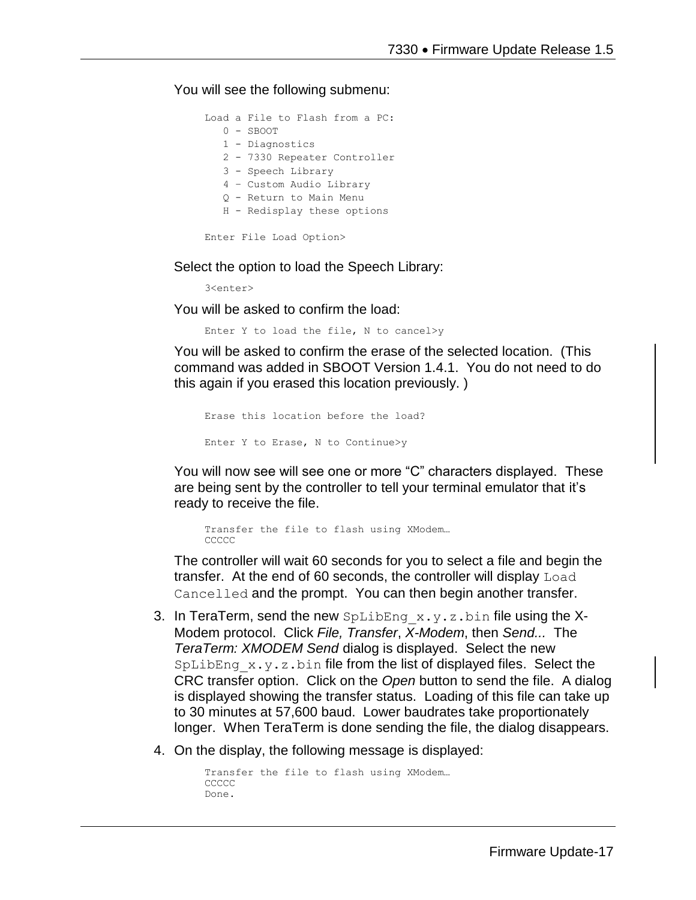You will see the following submenu:

```
Load a File to Flash from a PC:
   0 - SBOOT
   1 - Diagnostics
   2 - 7330 Repeater Controller
   3 - Speech Library
   4 – Custom Audio Library
   Q - Return to Main Menu
   H - Redisplay these options

Enter File Load Option>
```

Select the option to load the Speech Library:

```
3<enter>
```

You will be asked to confirm the load:

```
Enter Y to load the file, N to cancel>y
```

You will be asked to confirm the erase of the selected location. (This command was added in SBOOT Version 1.4.1. You do not need to do this again if you erased this location previously. )

```
Erase this location before the load?

Enter Y to Erase, N to Continue>y
```

You will now see will see one or more “C” characters displayed. These are being sent by the controller to tell your terminal emulator that it’s ready to receive the file.

```
Transfer the file to flash using XModem…
CCCCC
```

The controller will wait 60 seconds for you to select a file and begin the transfer. At the end of 60 seconds, the controller will display `Load Cancelled` and the prompt. You can then begin another transfer.

3. In TeraTerm, send the new `SpLibEng_x.y.z.bin` file using the X-Modem protocol. Click *File, Transfer*, *X-Modem*, then *Send...* The *TeraTerm: XMODEM Send* dialog is displayed. Select the new `SpLibEng_x.y.z.bin` file from the list of displayed files. Select the CRC transfer option. Click on the *Open* button to send the file. A dialog is displayed showing the transfer status. Loading of this file can take up to 30 minutes at 57,600 baud. Lower baudrates take proportionately longer. When TeraTerm is done sending the file, the dialog disappears.
4. On the display, the following message is displayed:

```
Transfer the file to flash using XModem…
CCCCC
Done.
```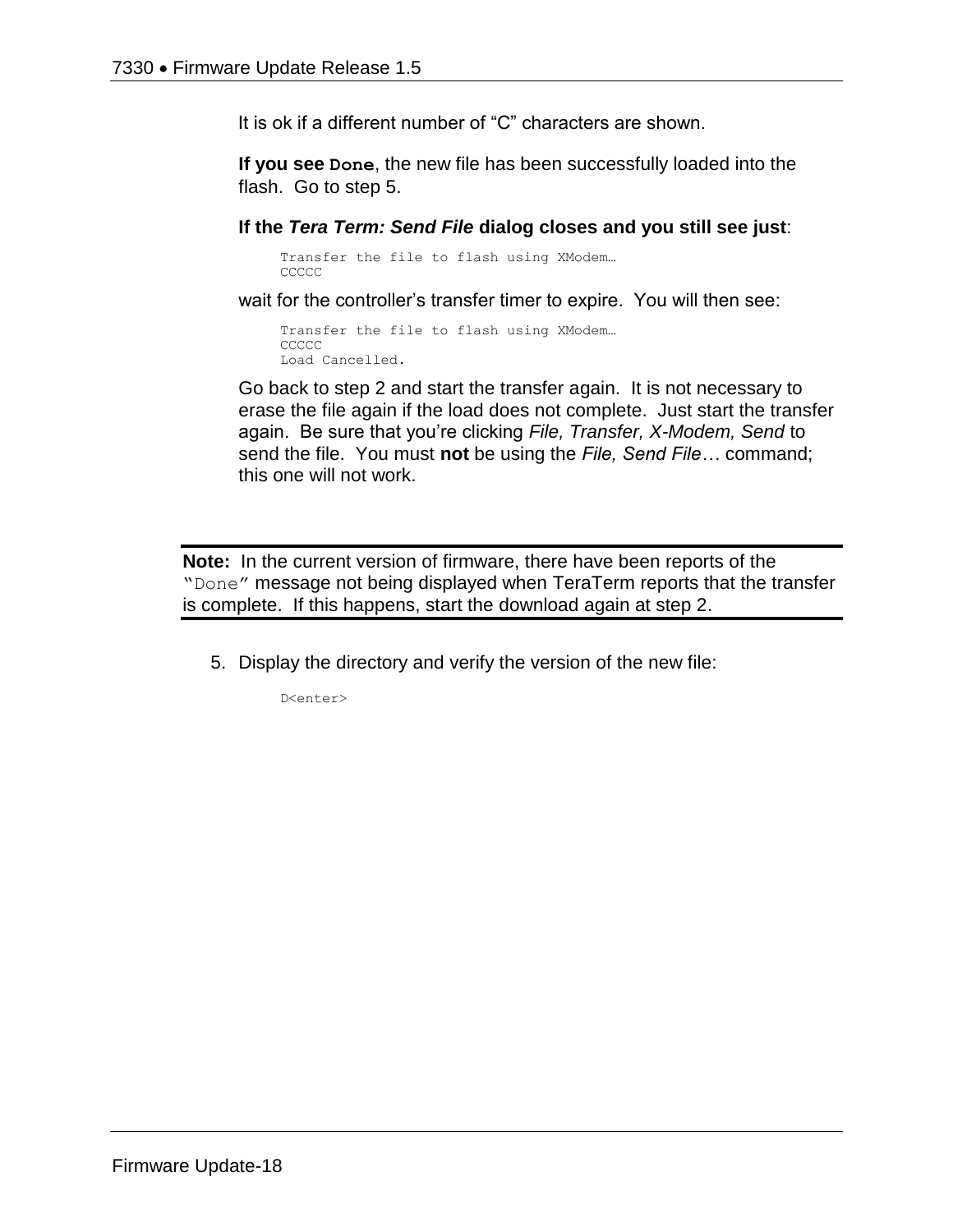It is ok if a different number of “C” characters are shown.

**If you see `Done`**, the new file has been successfully loaded into the flash. Go to step 5.

**If the *Tera Term: Send File* dialog closes and you still see just**:

```
Transfer the file to flash using XModem…
CCCCC
```

wait for the controller’s transfer timer to expire. You will then see:

```
Transfer the file to flash using XModem…
CCCCC
Load Cancelled.
```

Go back to step 2 and start the transfer again. It is not necessary to erase the file again if the load does not complete. Just start the transfer again. Be sure that you’re clicking *File, Transfer, X-Modem, Send* to send the file. You must **not** be using the *File, Send File…* command; this one will not work.

---

**Note:** In the current version of firmware, there have been reports of the “`Done`” message not being displayed when TeraTerm reports that the transfer is complete. If this happens, start the download again at step 2.

---

5. Display the directory and verify the version of the new file:

```
D<enter>
```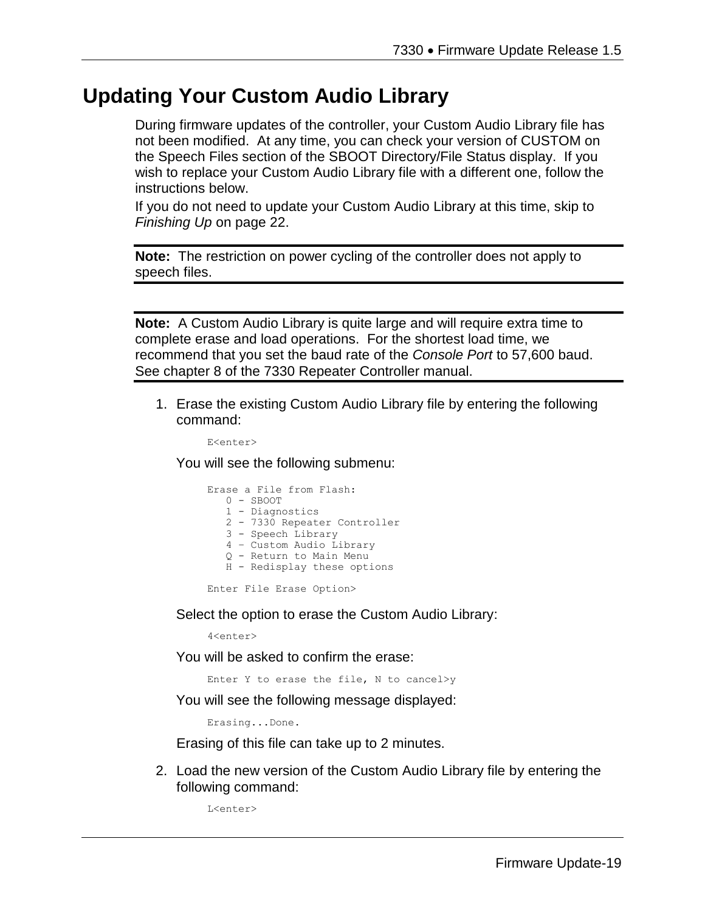# Updating Your Custom Audio Library

During firmware updates of the controller, your Custom Audio Library file has not been modified. At any time, you can check your version of CUSTOM on the Speech Files section of the SBOOT Directory/File Status display. If you wish to replace your Custom Audio Library file with a different one, follow the instructions below.

If you do not need to update your Custom Audio Library at this time, skip to *Finishing Up* on page 22.

---

**Note:** The restriction on power cycling of the controller does not apply to speech files.

---

---

**Note:** A Custom Audio Library is quite large and will require extra time to complete erase and load operations. For the shortest load time, we recommend that you set the baud rate of the *Console Port* to 57,600 baud. See chapter 8 of the 7330 Repeater Controller manual.

---

1. Erase the existing Custom Audio Library file by entering the following command:

   ```
   E<enter>
   ```

   You will see the following submenu:

   ```
   Erase a File from Flash:
      0 - SBOOT
      1 - Diagnostics
      2 - 7330 Repeater Controller
      3 - Speech Library
      4 – Custom Audio Library
      Q - Return to Main Menu
      H - Redisplay these options

   Enter File Erase Option>
   ```

   Select the option to erase the Custom Audio Library:

   ```
   4<enter>
   ```

   You will be asked to confirm the erase:

   ```
   Enter Y to erase the file, N to cancel>y
   ```

   You will see the following message displayed:

   ```
   Erasing...Done.
   ```

   Erasing of this file can take up to 2 minutes.

2. Load the new version of the Custom Audio Library file by entering the following command:

   ```
   L<enter>
   ```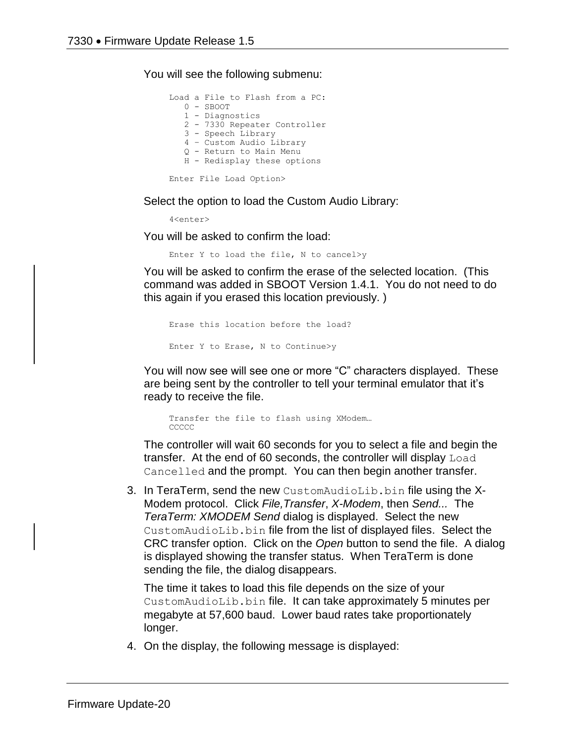You will see the following submenu:

```
Load a File to Flash from a PC:
   0 - SBOOT
   1 - Diagnostics
   2 - 7330 Repeater Controller
   3 - Speech Library
   4 – Custom Audio Library
   Q - Return to Main Menu
   H - Redisplay these options

Enter File Load Option>
```

Select the option to load the Custom Audio Library:

```
4<enter>
```

You will be asked to confirm the load:

```
Enter Y to load the file, N to cancel>y
```

You will be asked to confirm the erase of the selected location. (This command was added in SBOOT Version 1.4.1. You do not need to do this again if you erased this location previously. )

```
Erase this location before the load?

Enter Y to Erase, N to Continue>y
```

You will now see will see one or more "C" characters displayed. These are being sent by the controller to tell your terminal emulator that it's ready to receive the file.

```
Transfer the file to flash using XModem…
CCCCC
```

The controller will wait 60 seconds for you to select a file and begin the transfer. At the end of 60 seconds, the controller will display `Load Cancelled` and the prompt. You can then begin another transfer.

3. In TeraTerm, send the new `CustomAudioLib.bin` file using the X-Modem protocol. Click *File,Transfer*, *X-Modem*, then *Send...* The *TeraTerm: XMODEM Send* dialog is displayed. Select the new `CustomAudioLib.bin` file from the list of displayed files. Select the CRC transfer option. Click on the *Open* button to send the file. A dialog is displayed showing the transfer status. When TeraTerm is done sending the file, the dialog disappears.

   The time it takes to load this file depends on the size of your `CustomAudioLib.bin` file. It can take approximately 5 minutes per megabyte at 57,600 baud. Lower baud rates take proportionately longer.

4. On the display, the following message is displayed: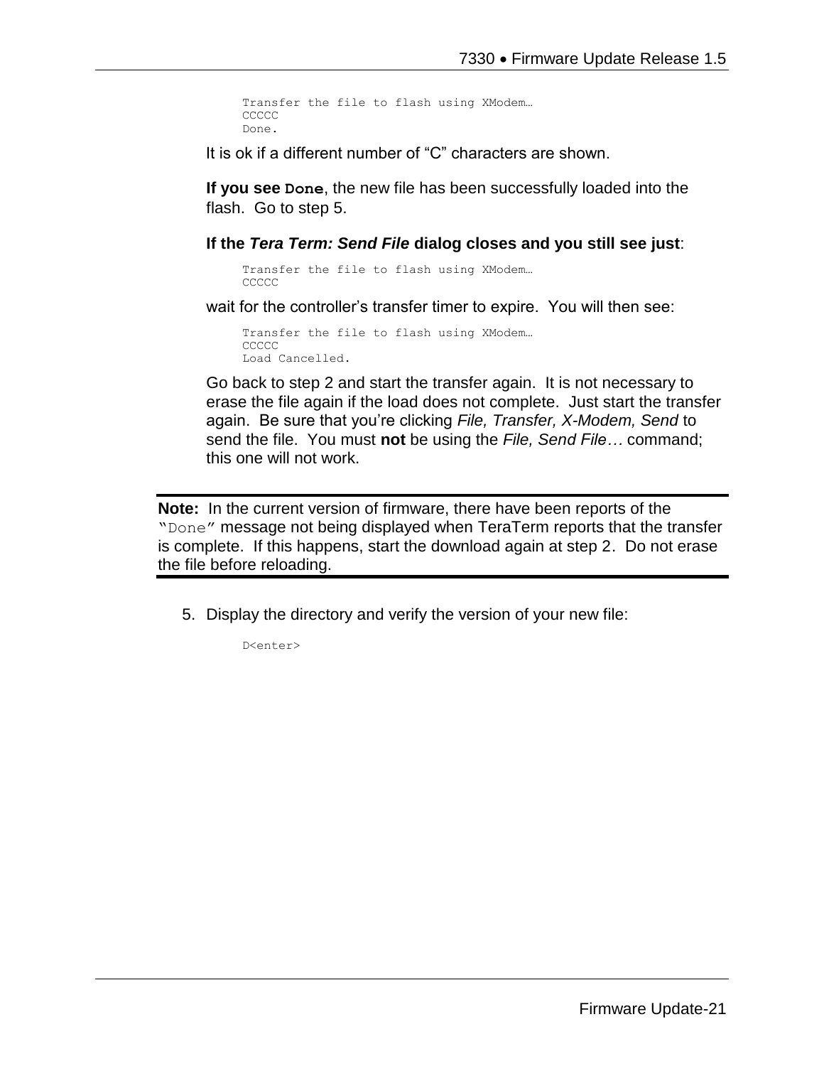```
Transfer the file to flash using XModem…
CCCCC
Done.
```

It is ok if a different number of “C” characters are shown.

**If you see `Done`**, the new file has been successfully loaded into the flash. Go to step 5.

**If the *Tera Term: Send File* dialog closes and you still see just**:

```
Transfer the file to flash using XModem…
CCCCC
```

wait for the controller’s transfer timer to expire. You will then see:

```
Transfer the file to flash using XModem…
CCCCC
Load Cancelled.
```

Go back to step 2 and start the transfer again. It is not necessary to erase the file again if the load does not complete. Just start the transfer again. Be sure that you’re clicking *File, Transfer, X-Modem, Send* to send the file. You must **not** be using the *File, Send File…* command; this one will not work.

---

**Note:** In the current version of firmware, there have been reports of the “`Done`” message not being displayed when TeraTerm reports that the transfer is complete. If this happens, start the download again at step 2. Do not erase the file before reloading.

---

5. Display the directory and verify the version of your new file:

```
D<enter>
```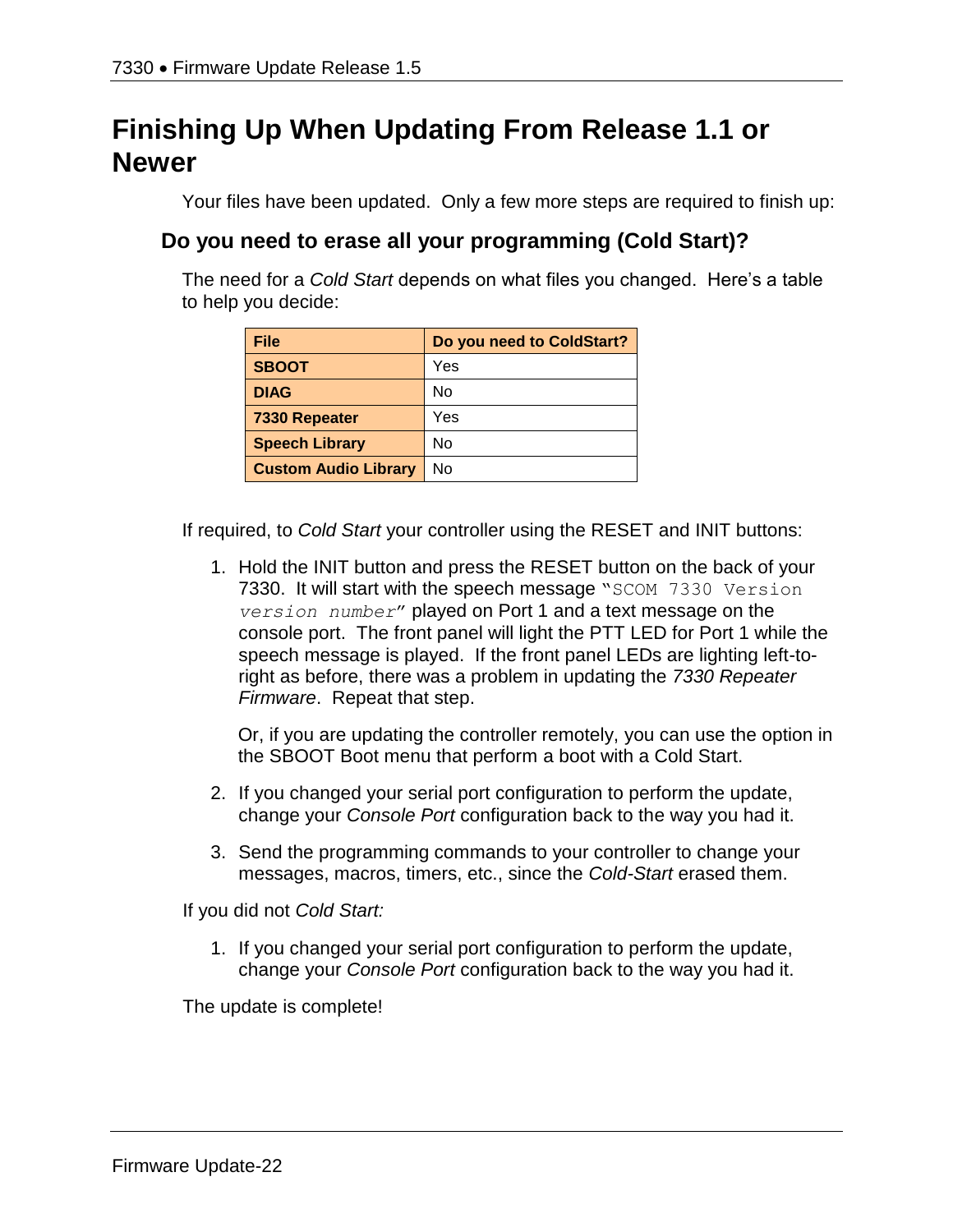# Finishing Up When Updating From Release 1.1 or Newer

Your files have been updated. Only a few more steps are required to finish up:

## Do you need to erase all your programming (Cold Start)?

The need for a *Cold Start* depends on what files you changed. Here's a table to help you decide:

| File | Do you need to ColdStart? |
|---|---|
| **SBOOT** | Yes |
| **DIAG** | No |
| **7330 Repeater** | Yes |
| **Speech Library** | No |
| **Custom Audio Library** | No |

If required, to *Cold Start* your controller using the RESET and INIT buttons:

1. Hold the INIT button and press the RESET button on the back of your 7330. It will start with the speech message "`SCOM 7330 Version` *`version number`*" played on Port 1 and a text message on the console port. The front panel will light the PTT LED for Port 1 while the speech message is played. If the front panel LEDs are lighting left-to-right as before, there was a problem in updating the *7330 Repeater Firmware*. Repeat that step.

   Or, if you are updating the controller remotely, you can use the option in the SBOOT Boot menu that perform a boot with a Cold Start.

2. If you changed your serial port configuration to perform the update, change your *Console Port* configuration back to the way you had it.

3. Send the programming commands to your controller to change your messages, macros, timers, etc., since the *Cold-Start* erased them.

If you did not *Cold Start:*

1. If you changed your serial port configuration to perform the update, change your *Console Port* configuration back to the way you had it.

The update is complete!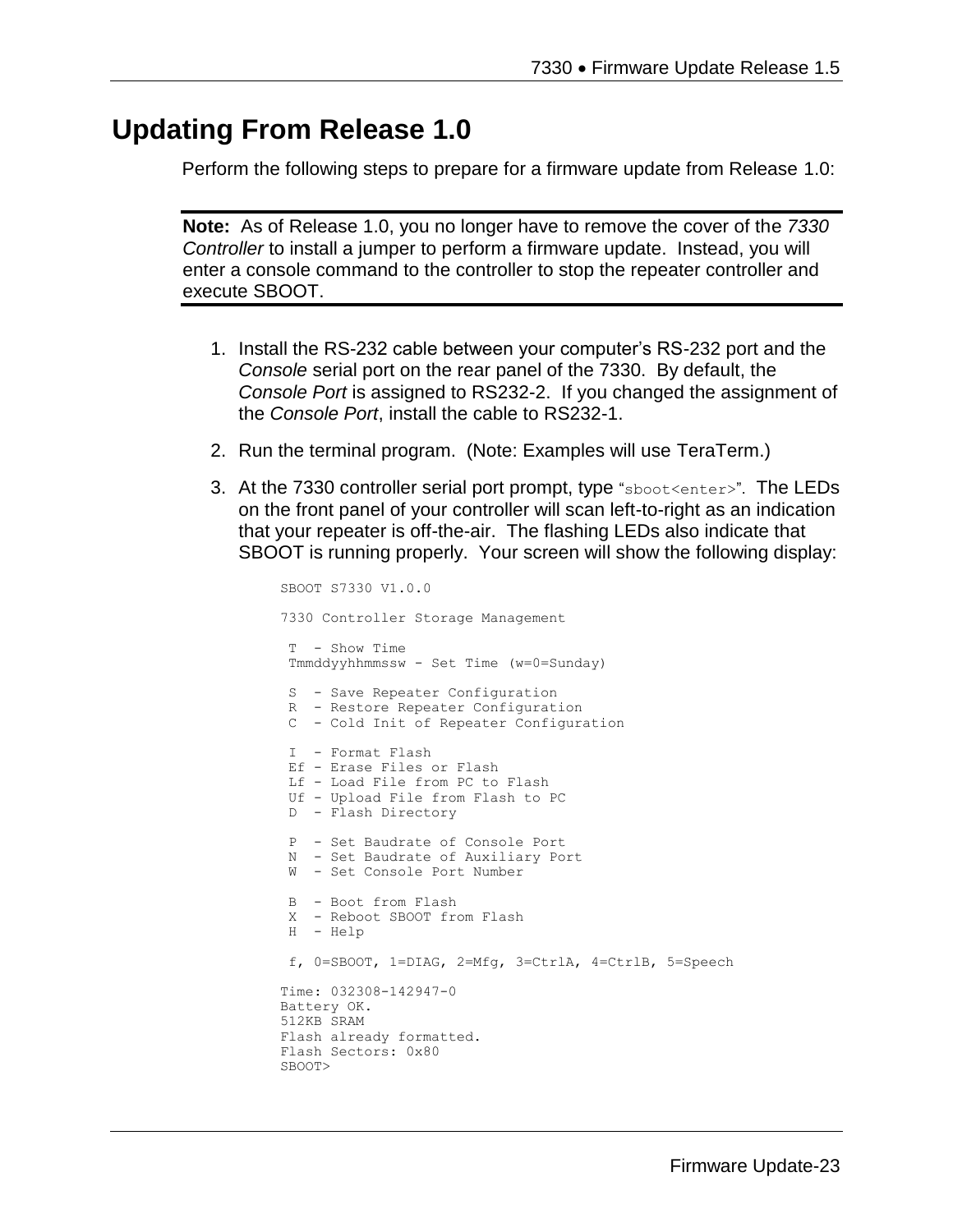# Updating From Release 1.0

Perform the following steps to prepare for a firmware update from Release 1.0:

---

**Note:** As of Release 1.0, you no longer have to remove the cover of the *7330 Controller* to install a jumper to perform a firmware update. Instead, you will enter a console command to the controller to stop the repeater controller and execute SBOOT.

---

1. Install the RS-232 cable between your computer's RS-232 port and the *Console* serial port on the rear panel of the 7330. By default, the *Console Port* is assigned to RS232-2. If you changed the assignment of the *Console Port*, install the cable to RS232-1.
2. Run the terminal program. (Note: Examples will use TeraTerm.)
3. At the 7330 controller serial port prompt, type "`sboot<enter>`". The LEDs on the front panel of your controller will scan left-to-right as an indication that your repeater is off-the-air. The flashing LEDs also indicate that SBOOT is running properly. Your screen will show the following display:

```
SBOOT S7330 V1.0.0

7330 Controller Storage Management

 T  - Show Time
 Tmmddyyhhmmssw - Set Time (w=0=Sunday)

 S  - Save Repeater Configuration
 R  - Restore Repeater Configuration
 C  - Cold Init of Repeater Configuration

 I  - Format Flash
 Ef - Erase Files or Flash
 Lf - Load File from PC to Flash
 Uf - Upload File from Flash to PC
 D  - Flash Directory

 P  - Set Baudrate of Console Port
 N  - Set Baudrate of Auxiliary Port
 W  - Set Console Port Number

 B  - Boot from Flash
 X  - Reboot SBOOT from Flash
 H  - Help

 f, 0=SBOOT, 1=DIAG, 2=Mfg, 3=CtrlA, 4=CtrlB, 5=Speech

Time: 032308-142947-0
Battery OK.
512KB SRAM
Flash already formatted.
Flash Sectors: 0x80
SBOOT>
```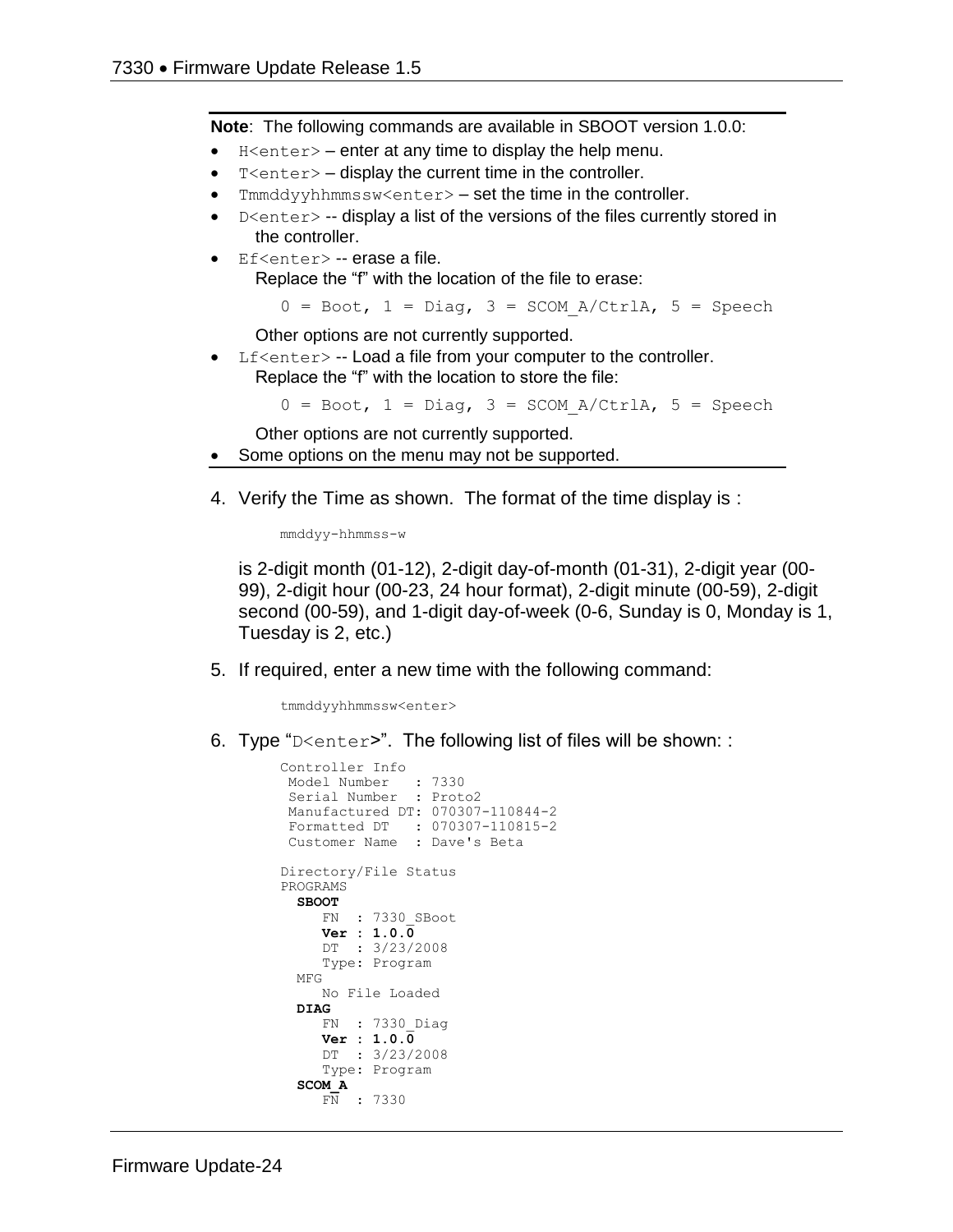---

**Note**: The following commands are available in SBOOT version 1.0.0:

- `H<enter>` – enter at any time to display the help menu.
- `T<enter>` – display the current time in the controller.
- `Tmmddyyhhmmssw<enter>` – set the time in the controller.
- `D<enter>` -- display a list of the versions of the files currently stored in the controller.
- `Ef<enter>` -- erase a file.
  Replace the "f" with the location of the file to erase:

  `0 = Boot, 1 = Diag, 3 = SCOM_A/CtrlA, 5 = Speech`

  Other options are not currently supported.
- `Lf<enter>` -- Load a file from your computer to the controller.
  Replace the "f" with the location to store the file:

  `0 = Boot, 1 = Diag, 3 = SCOM_A/CtrlA, 5 = Speech`

  Other options are not currently supported.
- Some options on the menu may not be supported.

---

4. Verify the Time as shown. The format of the time display is :

   ```
   mmddyy-hhmmss-w
   ```

   is 2-digit month (01-12), 2-digit day-of-month (01-31), 2-digit year (00-99), 2-digit hour (00-23, 24 hour format), 2-digit minute (00-59), 2-digit second (00-59), and 1-digit day-of-week (0-6, Sunday is 0, Monday is 1, Tuesday is 2, etc.)

5. If required, enter a new time with the following command:

   ```
   tmmddyyhhmmssw<enter>
   ```

6. Type "`D<enter>`". The following list of files will be shown: :

   ```
   Controller Info
    Model Number   : 7330
    Serial Number  : Proto2
    Manufactured DT: 070307-110844-2
    Formatted DT   : 070307-110815-2
    Customer Name  : Dave's Beta

   Directory/File Status
   PROGRAMS
     SBOOT
        FN  : 7330_SBoot
        Ver : 1.0.0
        DT  : 3/23/2008
        Type: Program
     MFG
        No File Loaded
     DIAG
        FN  : 7330_Diag
        Ver : 1.0.0
        DT  : 3/23/2008
        Type: Program
     SCOM_A
        FN  : 7330
   ```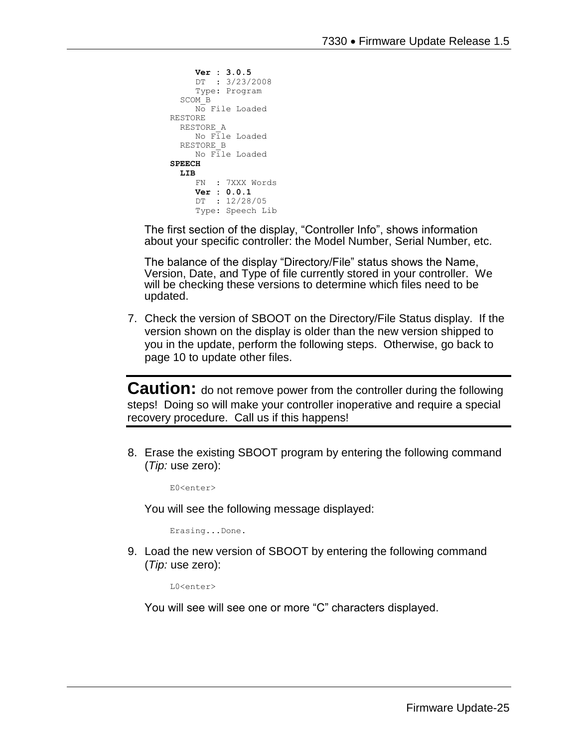```
    Ver : 3.0.5
    DT  : 3/23/2008
    Type: Program
  SCOM_B
    No File Loaded
RESTORE
  RESTORE_A
    No File Loaded
  RESTORE_B
    No File Loaded
SPEECH
  LIB
    FN  : 7XXX Words
    Ver : 0.0.1
    DT  : 12/28/05
    Type: Speech Lib
```

The first section of the display, "Controller Info", shows information about your specific controller: the Model Number, Serial Number, etc.

The balance of the display "Directory/File" status shows the Name, Version, Date, and Type of file currently stored in your controller. We will be checking these versions to determine which files need to be updated.

7. Check the version of SBOOT on the Directory/File Status display. If the version shown on the display is older than the new version shipped to you in the update, perform the following steps. Otherwise, go back to page 10 to update other files.

---

**Caution:** do not remove power from the controller during the following steps! Doing so will make your controller inoperative and require a special recovery procedure. Call us if this happens!

---

8. Erase the existing SBOOT program by entering the following command (*Tip:* use zero):

   ```
   E0<enter>
   ```

   You will see the following message displayed:

   ```
   Erasing...Done.
   ```

9. Load the new version of SBOOT by entering the following command (*Tip:* use zero):

   ```
   L0<enter>
   ```

   You will see will see one or more "C" characters displayed.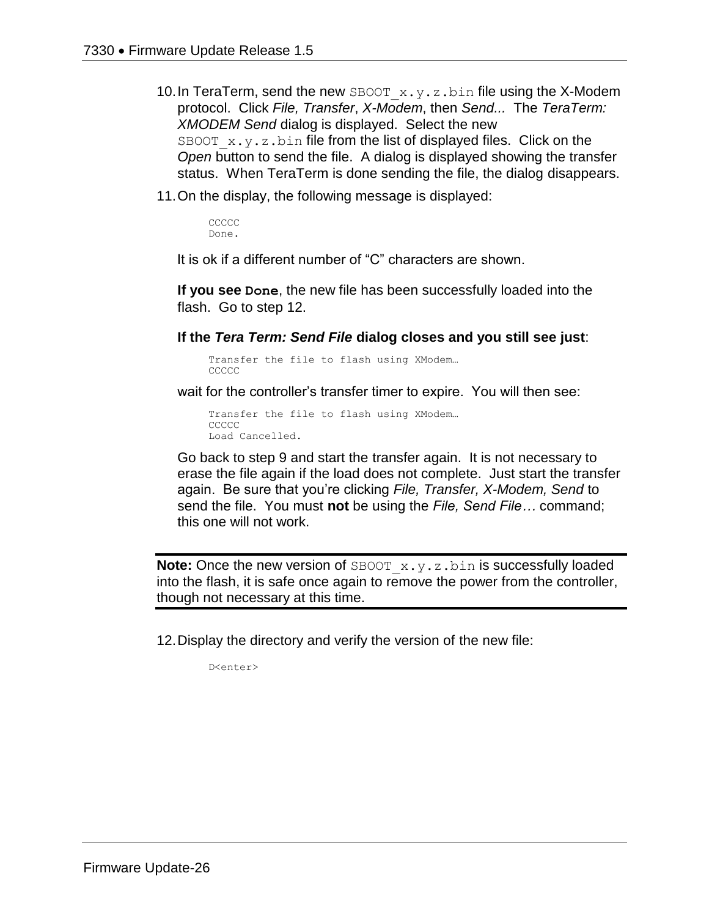10. In TeraTerm, send the new `SBOOT_x.y.z.bin` file using the X-Modem protocol. Click *File, Transfer*, *X-Modem*, then *Send...* The *TeraTerm: XMODEM Send* dialog is displayed. Select the new `SBOOT_x.y.z.bin` file from the list of displayed files. Click on the *Open* button to send the file. A dialog is displayed showing the transfer status. When TeraTerm is done sending the file, the dialog disappears.

11. On the display, the following message is displayed:

    ```
    CCCCC
    Done.
    ```

    It is ok if a different number of "C" characters are shown.

    **If you see `Done`**, the new file has been successfully loaded into the flash. Go to step 12.

    **If the *Tera Term: Send File* dialog closes and you still see just**:

    ```
    Transfer the file to flash using XModem…
    CCCCC
    ```

    wait for the controller's transfer timer to expire. You will then see:

    ```
    Transfer the file to flash using XModem…
    CCCCC
    Load Cancelled.
    ```

    Go back to step 9 and start the transfer again. It is not necessary to erase the file again if the load does not complete. Just start the transfer again. Be sure that you're clicking *File, Transfer, X-Modem, Send* to send the file. You must **not** be using the *File, Send File…* command; this one will not work.

---

**Note:** Once the new version of `SBOOT_x.y.z.bin` is successfully loaded into the flash, it is safe once again to remove the power from the controller, though not necessary at this time.

---

12. Display the directory and verify the version of the new file:

    ```
    D<enter>
    ```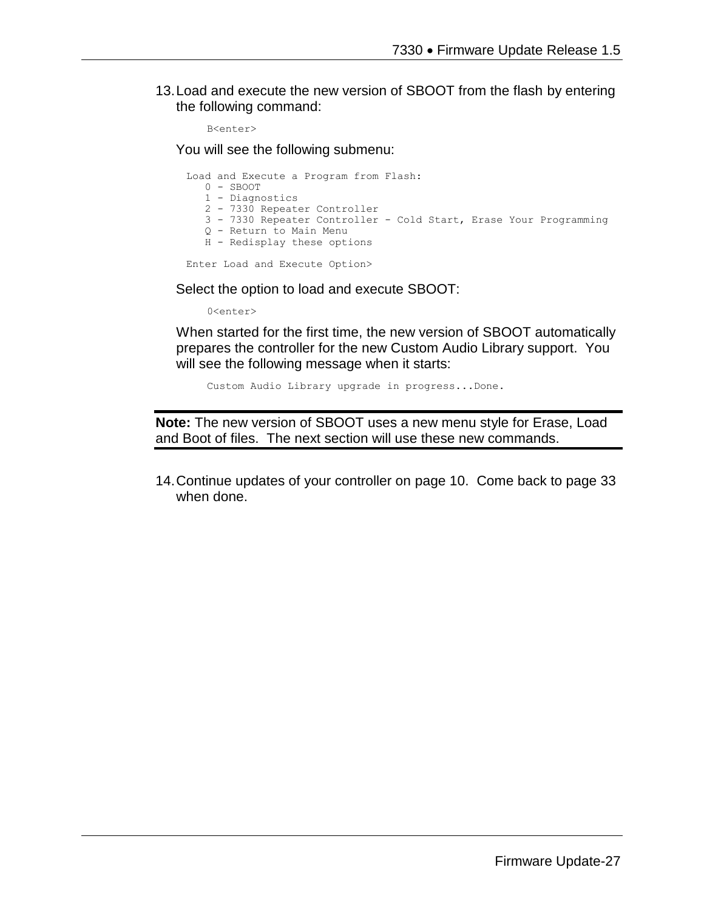13. Load and execute the new version of SBOOT from the flash by entering the following command:

    ```
    B<enter>
    ```

    You will see the following submenu:

    ```
    Load and Execute a Program from Flash:
       0 - SBOOT
       1 - Diagnostics
       2 - 7330 Repeater Controller
       3 - 7330 Repeater Controller - Cold Start, Erase Your Programming
       Q - Return to Main Menu
       H - Redisplay these options

    Enter Load and Execute Option>
    ```

    Select the option to load and execute SBOOT:

    ```
    0<enter>
    ```

    When started for the first time, the new version of SBOOT automatically prepares the controller for the new Custom Audio Library support. You will see the following message when it starts:

    ```
    Custom Audio Library upgrade in progress...Done.
    ```

---

**Note:** The new version of SBOOT uses a new menu style for Erase, Load and Boot of files. The next section will use these new commands.

---

14. Continue updates of your controller on page 10. Come back to page 33 when done.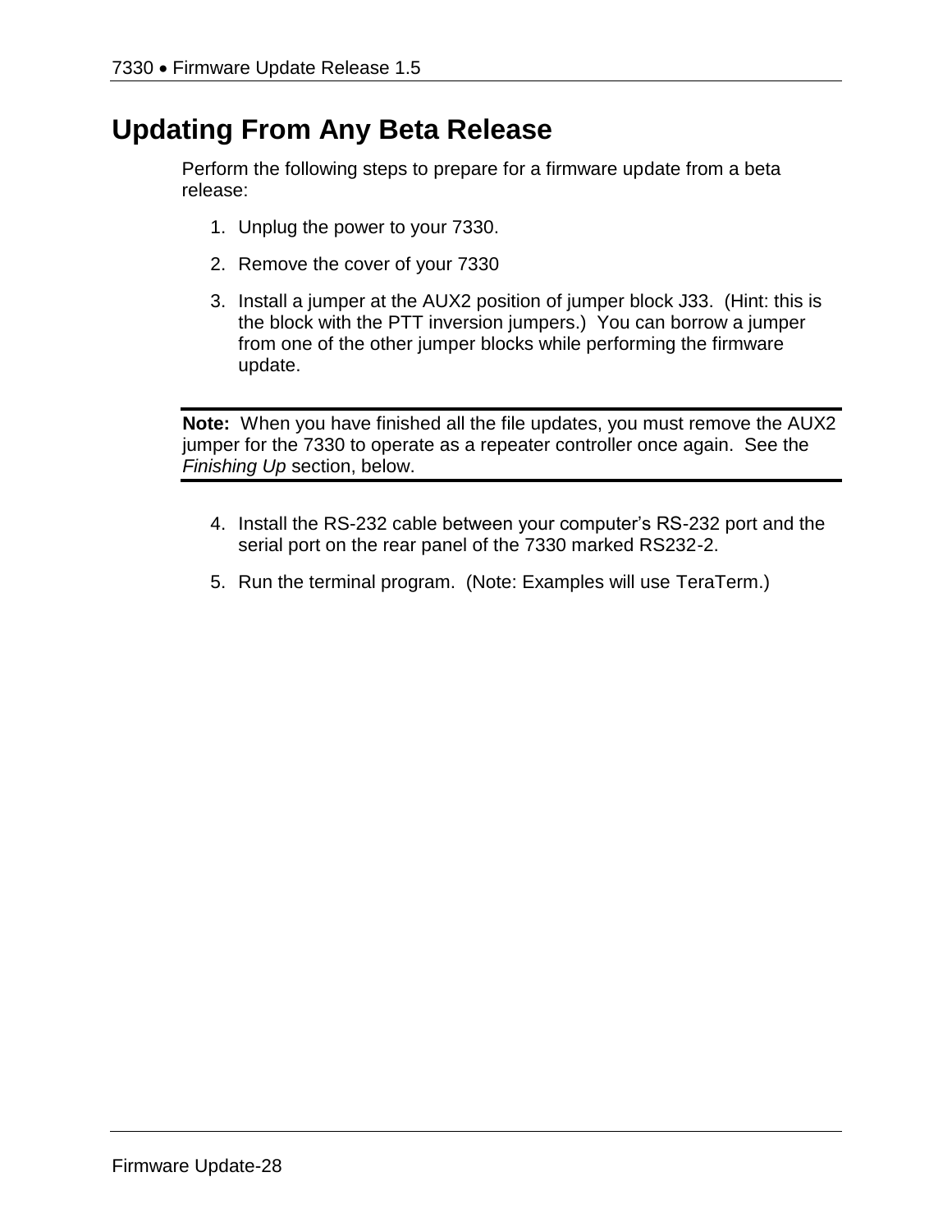# Updating From Any Beta Release

Perform the following steps to prepare for a firmware update from a beta release:

1. Unplug the power to your 7330.
2. Remove the cover of your 7330
3. Install a jumper at the AUX2 position of jumper block J33. (Hint: this is the block with the PTT inversion jumpers.) You can borrow a jumper from one of the other jumper blocks while performing the firmware update.

---

**Note:** When you have finished all the file updates, you must remove the AUX2 jumper for the 7330 to operate as a repeater controller once again. See the *Finishing Up* section, below.

---

4. Install the RS-232 cable between your computer's RS-232 port and the serial port on the rear panel of the 7330 marked RS232-2.
5. Run the terminal program. (Note: Examples will use TeraTerm.)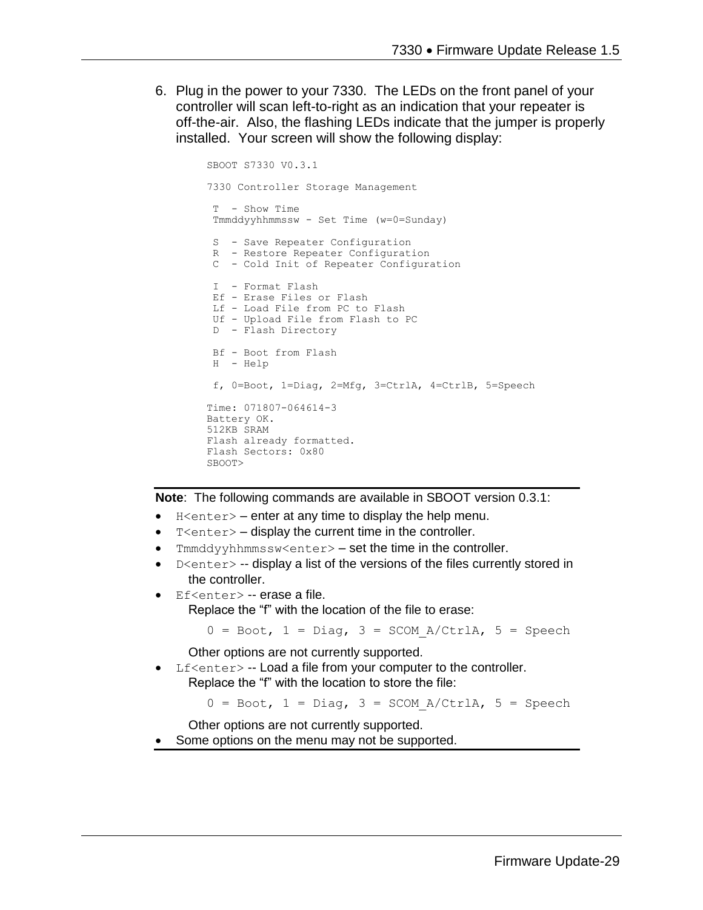6. Plug in the power to your 7330. The LEDs on the front panel of your controller will scan left-to-right as an indication that your repeater is off-the-air. Also, the flashing LEDs indicate that the jumper is properly installed. Your screen will show the following display:

```
SBOOT S7330 V0.3.1

7330 Controller Storage Management

 T  - Show Time
 Tmmddyyhhmmssw - Set Time (w=0=Sunday)

 S  - Save Repeater Configuration
 R  - Restore Repeater Configuration
 C  - Cold Init of Repeater Configuration

 I  - Format Flash
 Ef - Erase Files or Flash
 Lf - Load File from PC to Flash
 Uf - Upload File from Flash to PC
 D  - Flash Directory

 Bf - Boot from Flash
 H  - Help

 f, 0=Boot, 1=Diag, 2=Mfg, 3=CtrlA, 4=CtrlB, 5=Speech

Time: 071807-064614-3
Battery OK.
512KB SRAM
Flash already formatted.
Flash Sectors: 0x80
SBOOT>
```

**Note**: The following commands are available in SBOOT version 0.3.1:

- `H<enter>` – enter at any time to display the help menu.
- `T<enter>` – display the current time in the controller.
- `Tmmddyyhhmmssw<enter>` – set the time in the controller.
- `D<enter>` -- display a list of the versions of the files currently stored in the controller.
- `Ef<enter>` -- erase a file.
  Replace the "f" with the location of the file to erase:

  `0 = Boot, 1 = Diag, 3 = SCOM_A/CtrlA, 5 = Speech`

  Other options are not currently supported.
- `Lf<enter>` -- Load a file from your computer to the controller.
  Replace the "f" with the location to store the file:

  `0 = Boot, 1 = Diag, 3 = SCOM_A/CtrlA, 5 = Speech`

  Other options are not currently supported.
- Some options on the menu may not be supported.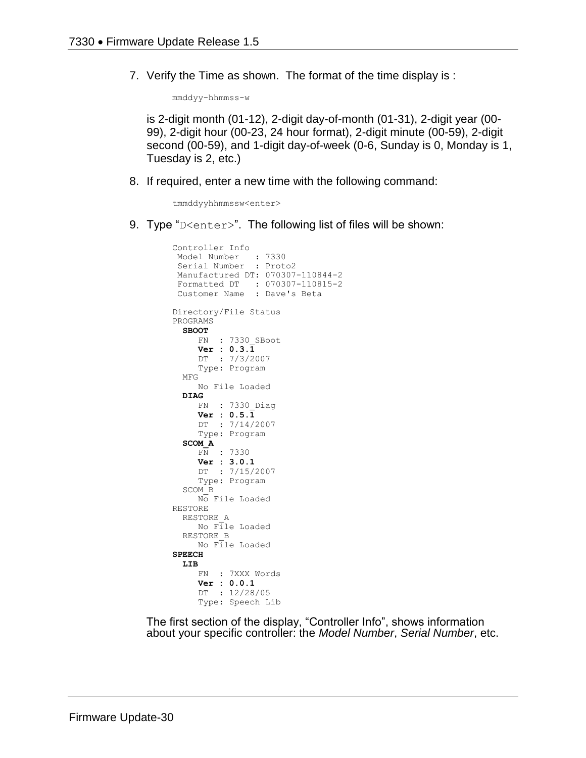7. Verify the Time as shown. The format of the time display is :

```
mmddyy-hhmmss-w
```

is 2-digit month (01-12), 2-digit day-of-month (01-31), 2-digit year (00-99), 2-digit hour (00-23, 24 hour format), 2-digit minute (00-59), 2-digit second (00-59), and 1-digit day-of-week (0-6, Sunday is 0, Monday is 1, Tuesday is 2, etc.)

8. If required, enter a new time with the following command:

```
tmmddyyhhmmssw<enter>
```

9. Type "`D<enter>`". The following list of files will be shown:

```
Controller Info
 Model Number   : 7330
 Serial Number  : Proto2
 Manufactured DT: 070307-110844-2
 Formatted DT   : 070307-110815-2
 Customer Name  : Dave's Beta

Directory/File Status
PROGRAMS
  SBOOT
     FN  : 7330_SBoot
     Ver : 0.3.1
     DT  : 7/3/2007
     Type: Program
  MFG
     No File Loaded
  DIAG
     FN  : 7330_Diag
     Ver : 0.5.1
     DT  : 7/14/2007
     Type: Program
  SCOM_A
     FN  : 7330
     Ver : 3.0.1
     DT  : 7/15/2007
     Type: Program
  SCOM_B
     No File Loaded
RESTORE
  RESTORE_A
     No File Loaded
  RESTORE_B
     No File Loaded
SPEECH
  LIB
     FN  : 7XXX Words
     Ver : 0.0.1
     DT  : 12/28/05
     Type: Speech Lib
```

The first section of the display, "Controller Info", shows information about your specific controller: the *Model Number*, *Serial Number*, etc.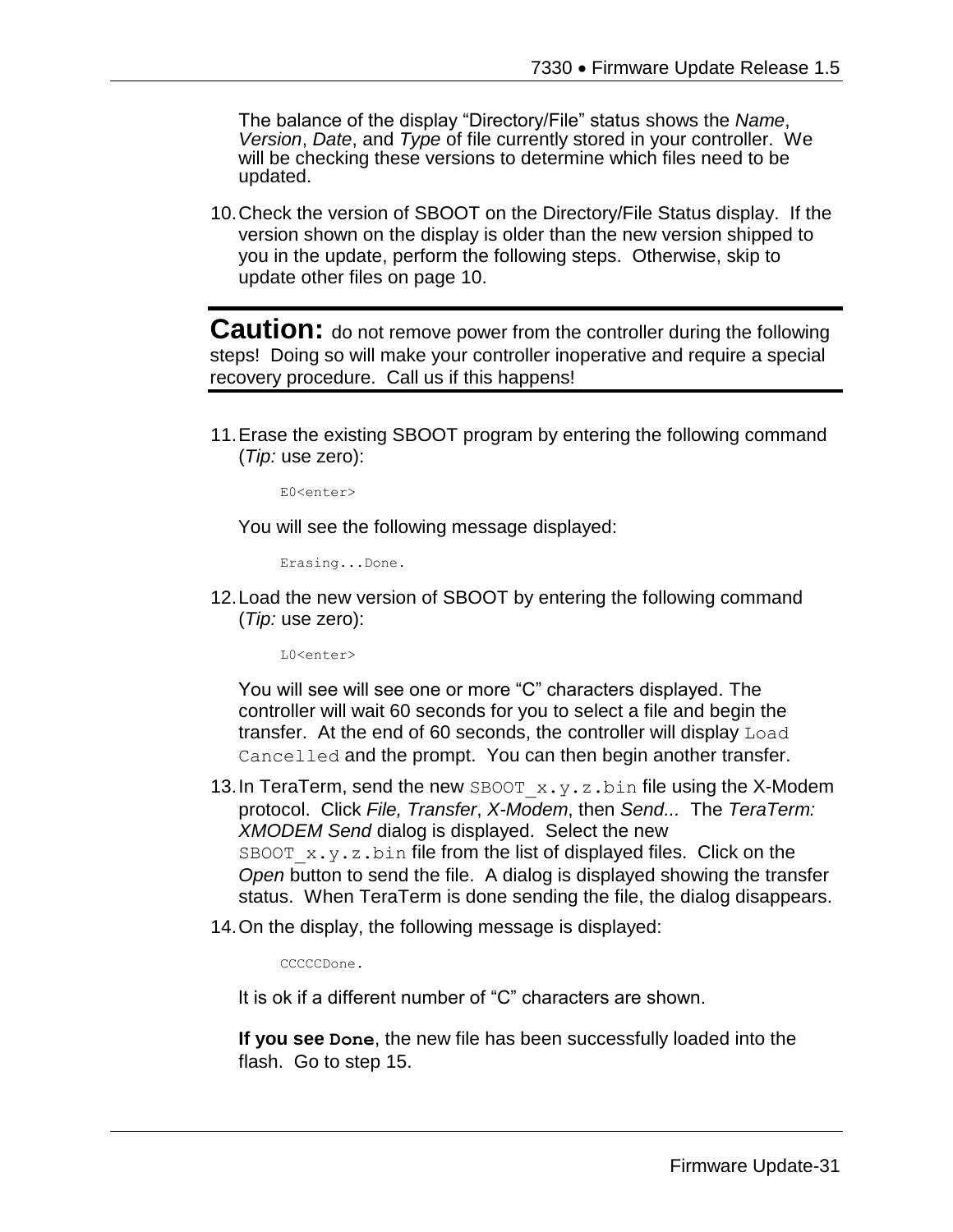The balance of the display “Directory/File” status shows the *Name*, *Version*, *Date*, and *Type* of file currently stored in your controller. We will be checking these versions to determine which files need to be updated.

10. Check the version of SBOOT on the Directory/File Status display. If the version shown on the display is older than the new version shipped to you in the update, perform the following steps. Otherwise, skip to update other files on page 10.

---

**Caution:** do not remove power from the controller during the following steps! Doing so will make your controller inoperative and require a special recovery procedure. Call us if this happens!

---

11. Erase the existing SBOOT program by entering the following command (*Tip:* use zero):

    ```
    E0<enter>
    ```

    You will see the following message displayed:

    ```
    Erasing...Done.
    ```

12. Load the new version of SBOOT by entering the following command (*Tip:* use zero):

    ```
    L0<enter>
    ```

    You will see will see one or more “C” characters displayed. The controller will wait 60 seconds for you to select a file and begin the transfer. At the end of 60 seconds, the controller will display `Load Cancelled` and the prompt. You can then begin another transfer.

13. In TeraTerm, send the new `SBOOT_x.y.z.bin` file using the X-Modem protocol. Click *File, Transfer*, *X-Modem*, then *Send...* The *TeraTerm: XMODEM Send* dialog is displayed. Select the new `SBOOT_x.y.z.bin` file from the list of displayed files. Click on the *Open* button to send the file. A dialog is displayed showing the transfer status. When TeraTerm is done sending the file, the dialog disappears.

14. On the display, the following message is displayed:

    ```
    CCCCCDone.
    ```

    It is ok if a different number of “C” characters are shown.

    **If you see `Done`**, the new file has been successfully loaded into the flash. Go to step 15.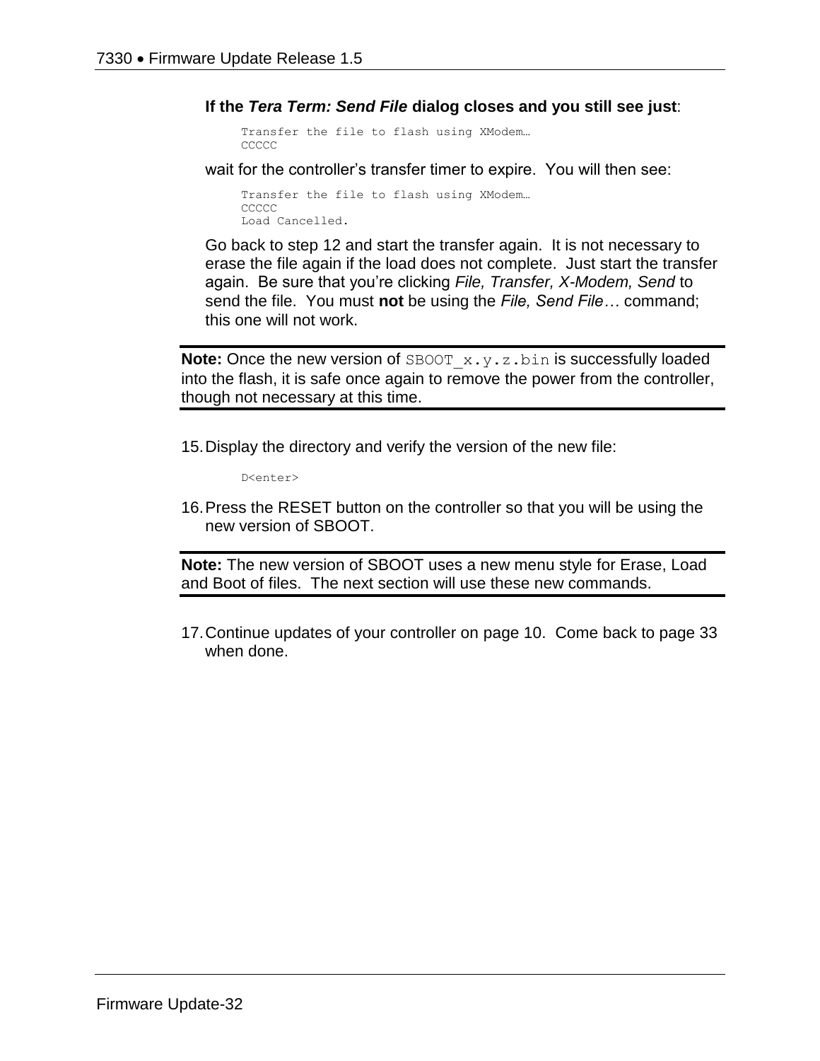**If the *Tera Term: Send File* dialog closes and you still see just**:

```
Transfer the file to flash using XModem…
CCCCC
```

wait for the controller's transfer timer to expire. You will then see:

```
Transfer the file to flash using XModem…
CCCCC
Load Cancelled.
```

Go back to step 12 and start the transfer again. It is not necessary to erase the file again if the load does not complete. Just start the transfer again. Be sure that you're clicking *File, Transfer, X-Modem, Send* to send the file. You must **not** be using the *File, Send File…* command; this one will not work.

---

**Note:** Once the new version of `SBOOT_x.y.z.bin` is successfully loaded into the flash, it is safe once again to remove the power from the controller, though not necessary at this time.

---

15. Display the directory and verify the version of the new file:

```
D<enter>
```

16. Press the RESET button on the controller so that you will be using the new version of SBOOT.

---

**Note:** The new version of SBOOT uses a new menu style for Erase, Load and Boot of files. The next section will use these new commands.

---

17. Continue updates of your controller on page 10. Come back to page 33 when done.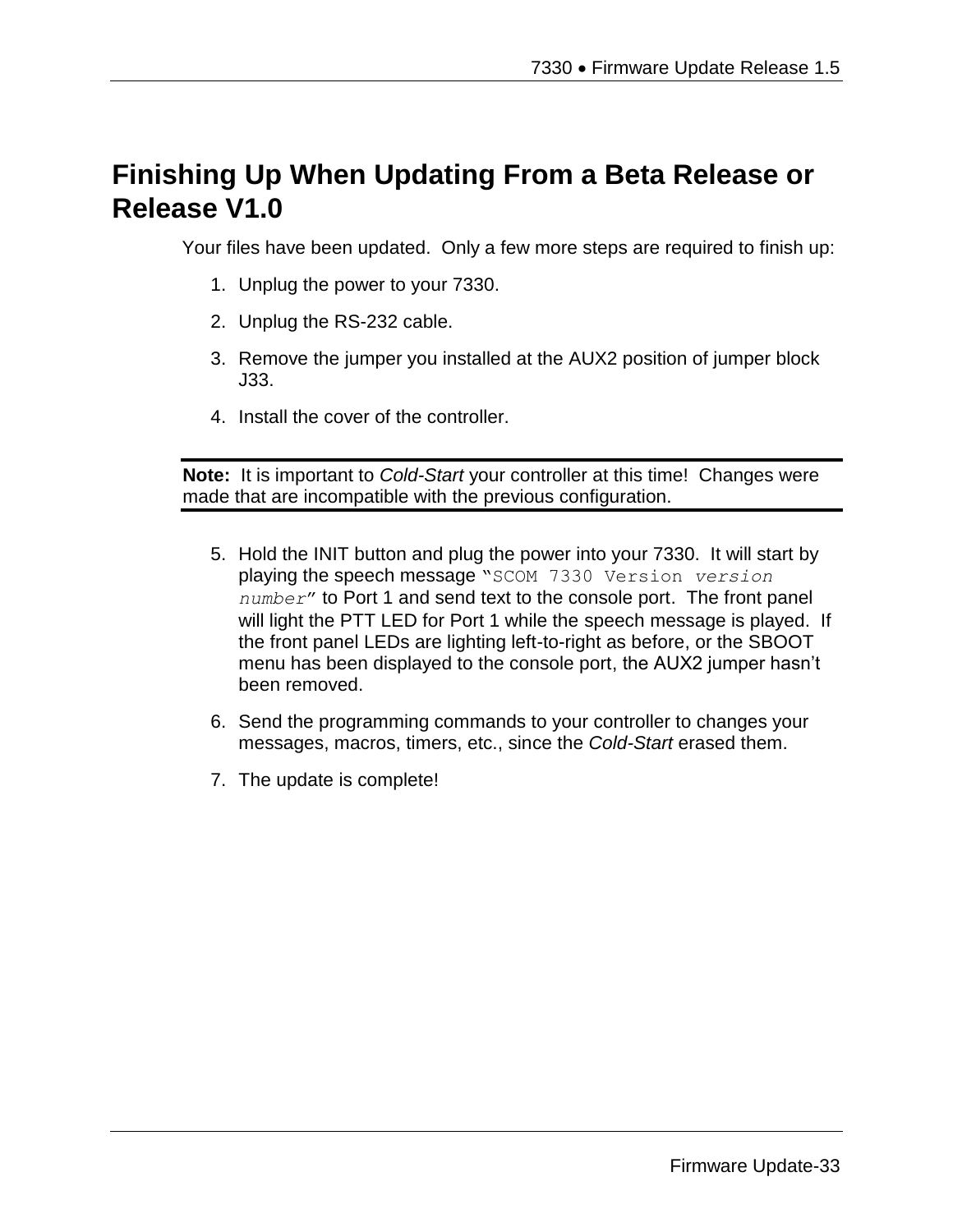# Finishing Up When Updating From a Beta Release or Release V1.0

Your files have been updated. Only a few more steps are required to finish up:

1. Unplug the power to your 7330.
2. Unplug the RS-232 cable.
3. Remove the jumper you installed at the AUX2 position of jumper block J33.
4. Install the cover of the controller.

---

**Note:** It is important to *Cold-Start* your controller at this time! Changes were made that are incompatible with the previous configuration.

---

5. Hold the INIT button and plug the power into your 7330. It will start by playing the speech message "`SCOM 7330 Version` *`version number`*" to Port 1 and send text to the console port. The front panel will light the PTT LED for Port 1 while the speech message is played. If the front panel LEDs are lighting left-to-right as before, or the SBOOT menu has been displayed to the console port, the AUX2 jumper hasn't been removed.
6. Send the programming commands to your controller to changes your messages, macros, timers, etc., since the *Cold-Start* erased them.
7. The update is complete!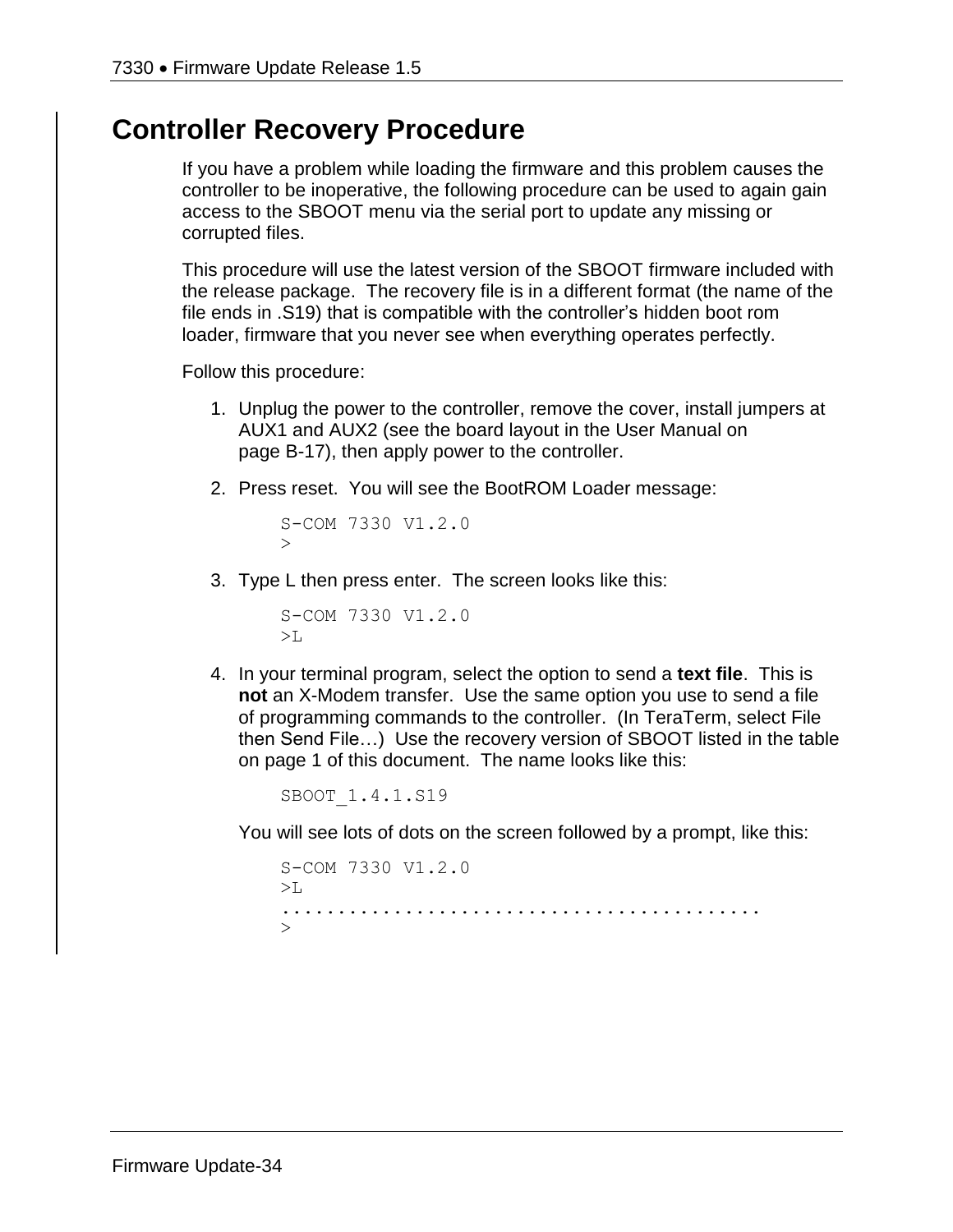# Controller Recovery Procedure

If you have a problem while loading the firmware and this problem causes the controller to be inoperative, the following procedure can be used to again gain access to the SBOOT menu via the serial port to update any missing or corrupted files.

This procedure will use the latest version of the SBOOT firmware included with the release package. The recovery file is in a different format (the name of the file ends in .S19) that is compatible with the controller's hidden boot rom loader, firmware that you never see when everything operates perfectly.

Follow this procedure:

1. Unplug the power to the controller, remove the cover, install jumpers at AUX1 and AUX2 (see the board layout in the User Manual on page B-17), then apply power to the controller.

2. Press reset. You will see the BootROM Loader message:

   ```
   S-COM 7330 V1.2.0
   >
   ```

3. Type L then press enter. The screen looks like this:

   ```
   S-COM 7330 V1.2.0
   >L
   ```

4. In your terminal program, select the option to send a **text file**. This is **not** an X-Modem transfer. Use the same option you use to send a file of programming commands to the controller. (In TeraTerm, select File then Send File…) Use the recovery version of SBOOT listed in the table on page 1 of this document. The name looks like this:

   ```
   SBOOT_1.4.1.S19
   ```

   You will see lots of dots on the screen followed by a prompt, like this:

   ```
   S-COM 7330 V1.2.0
   >L
   ........................................
   >
   ```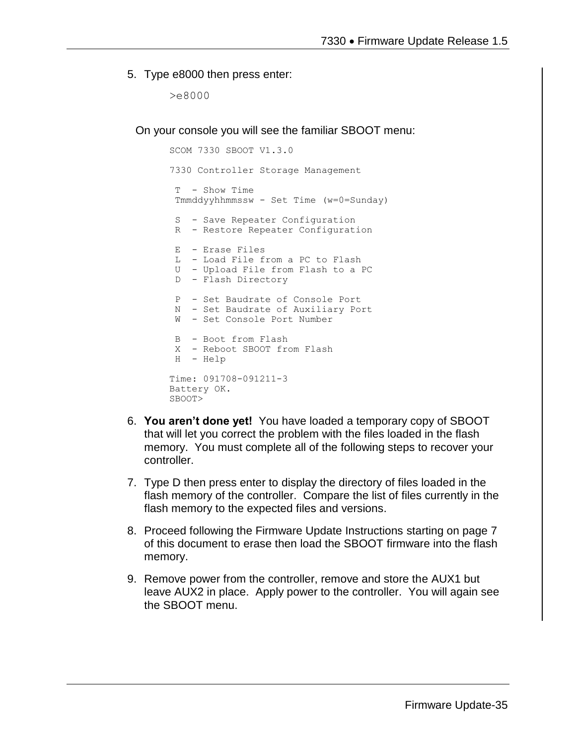5. Type e8000 then press enter:

```
>e8000
```

On your console you will see the familiar SBOOT menu:

```
SCOM 7330 SBOOT V1.3.0

7330 Controller Storage Management

 T  - Show Time
 Tmmddyyhhmmssw - Set Time (w=0=Sunday)

 S  - Save Repeater Configuration
 R  - Restore Repeater Configuration

 E  - Erase Files
 L  - Load File from a PC to Flash
 U  - Upload File from Flash to a PC
 D  - Flash Directory

 P  - Set Baudrate of Console Port
 N  - Set Baudrate of Auxiliary Port
 W  - Set Console Port Number

 B  - Boot from Flash
 X  - Reboot SBOOT from Flash
 H  - Help

Time: 091708-091211-3
Battery OK.
SBOOT>
```

6. **You aren't done yet!** You have loaded a temporary copy of SBOOT that will let you correct the problem with the files loaded in the flash memory. You must complete all of the following steps to recover your controller.

7. Type D then press enter to display the directory of files loaded in the flash memory of the controller. Compare the list of files currently in the flash memory to the expected files and versions.

8. Proceed following the Firmware Update Instructions starting on page 7 of this document to erase then load the SBOOT firmware into the flash memory.

9. Remove power from the controller, remove and store the AUX1 but leave AUX2 in place. Apply power to the controller. You will again see the SBOOT menu.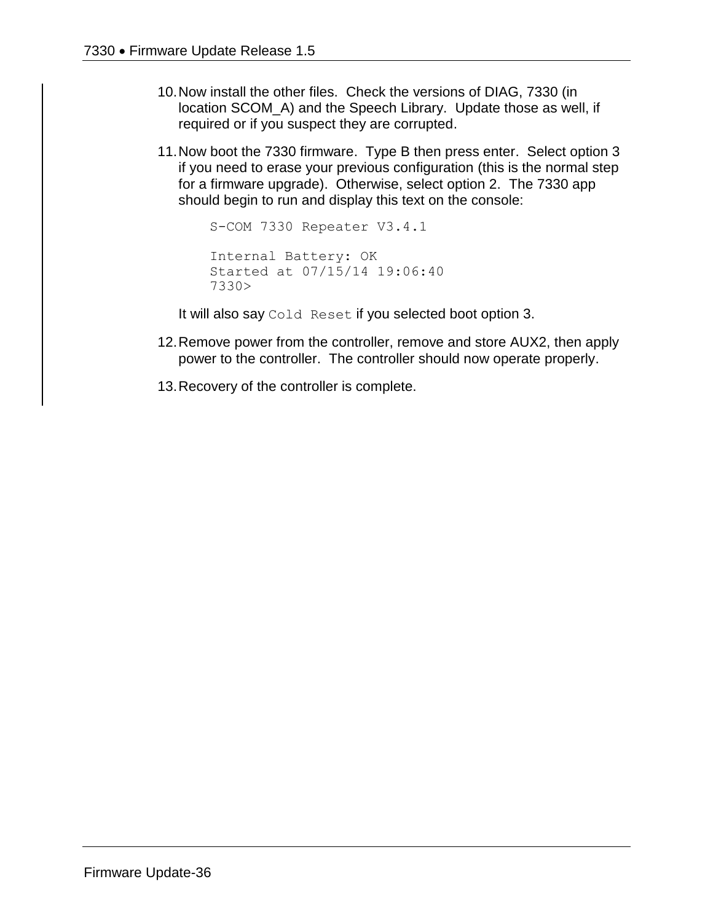10. Now install the other files. Check the versions of DIAG, 7330 (in location SCOM_A) and the Speech Library. Update those as well, if required or if you suspect they are corrupted.

11. Now boot the 7330 firmware. Type B then press enter. Select option 3 if you need to erase your previous configuration (this is the normal step for a firmware upgrade). Otherwise, select option 2. The 7330 app should begin to run and display this text on the console:

    ```
    S-COM 7330 Repeater V3.4.1

    Internal Battery: OK
    Started at 07/15/14 19:06:40
    7330>
    ```

    It will also say `Cold Reset` if you selected boot option 3.

12. Remove power from the controller, remove and store AUX2, then apply power to the controller. The controller should now operate properly.

13. Recovery of the controller is complete.